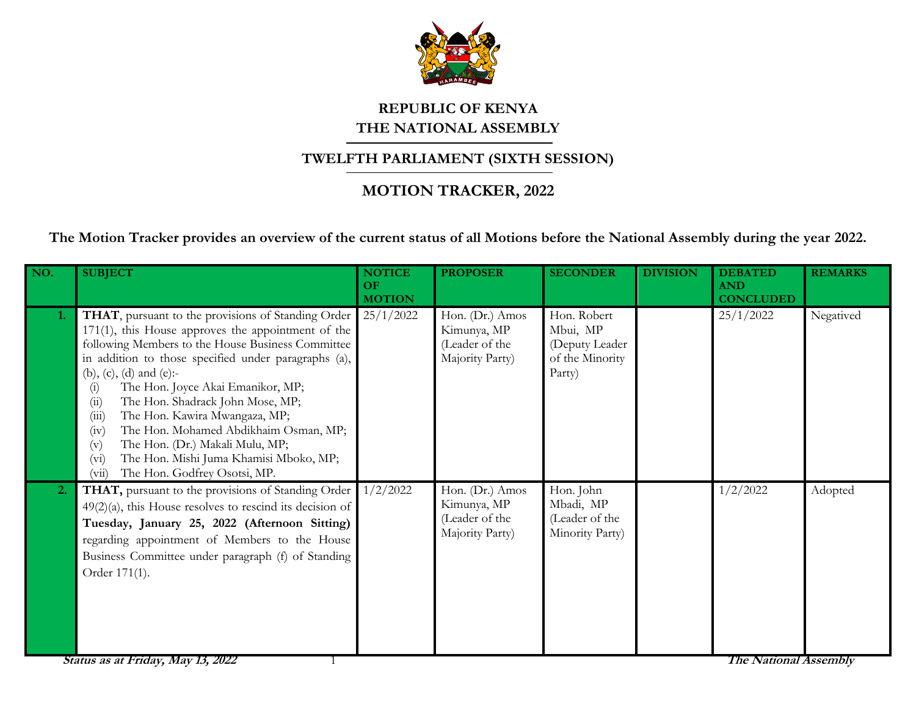# REPUBLIC OF KENYA
# THE NATIONAL ASSEMBLY

## TWELFTH PARLIAMENT (SIXTH SESSION)

## MOTION TRACKER, 2022

**The Motion Tracker provides an overview of the current status of all Motions before the National Assembly during the year 2022.**

| NO. | SUBJECT | NOTICE OF MOTION | PROPOSER | SECONDER | DIVISION | DEBATED AND CONCLUDED | REMARKS |
|---|---|---|---|---|---|---|---|
| 1. | **THAT**, pursuant to the provisions of Standing Order 171(1), this House approves the appointment of the following Members to the House Business Committee in addition to those specified under paragraphs (a), (b), (c), (d) and (e):- (i) The Hon. Joyce Akai Emanikor, MP; (ii) The Hon. Shadrack John Mose, MP; (iii) The Hon. Kawira Mwangaza, MP; (iv) The Hon. Mohamed Abdikhaim Osman, MP; (v) The Hon. (Dr.) Makali Mulu, MP; (vi) The Hon. Mishi Juma Khamisi Mboko, MP; (vii) The Hon. Godfrey Osotsi, MP. | 25/1/2022 | Hon. (Dr.) Amos Kimunya, MP (Leader of the Majority Party) | Hon. Robert Mbui, MP (Deputy Leader of the Minority Party) | | 25/1/2022 | Negatived |
| 2. | **THAT,** pursuant to the provisions of Standing Order 49(2)(a), this House resolves to rescind its decision of **Tuesday, January 25, 2022 (Afternoon Sitting)** regarding appointment of Members to the House Business Committee under paragraph (f) of Standing Order 171(1). | 1/2/2022 | Hon. (Dr.) Amos Kimunya, MP (Leader of the Majority Party) | Hon. John Mbadi, MP (Leader of the Minority Party) | | 1/2/2022 | Adopted |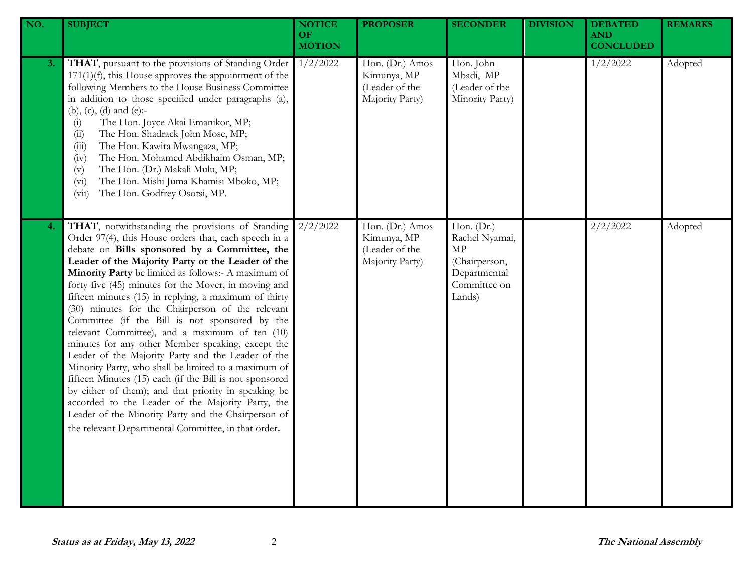| NO. | SUBJECT | NOTICE OF MOTION | PROPOSER | SECONDER | DIVISION | DEBATED AND CONCLUDED | REMARKS |
|---|---|---|---|---|---|---|---|
| 3. | **THAT**, pursuant to the provisions of Standing Order 171(1)(f), this House approves the appointment of the following Members to the House Business Committee in addition to those specified under paragraphs (a), (b), (c), (d) and (e):- (i) The Hon. Joyce Akai Emanikor, MP; (ii) The Hon. Shadrack John Mose, MP; (iii) The Hon. Kawira Mwangaza, MP; (iv) The Hon. Mohamed Abdikhaim Osman, MP; (v) The Hon. (Dr.) Makali Mulu, MP; (vi) The Hon. Mishi Juma Khamisi Mboko, MP; (vii) The Hon. Godfrey Osotsi, MP. | 1/2/2022 | Hon. (Dr.) Amos Kimunya, MP (Leader of the Majority Party) | Hon. John Mbadi, MP (Leader of the Minority Party) | | 1/2/2022 | Adopted |
| 4. | **THAT**, notwithstanding the provisions of Standing Order 97(4), this House orders that, each speech in a debate on **Bills sponsored by a Committee, the Leader of the Majority Party or the Leader of the Minority Party** be limited as follows:- A maximum of forty five (45) minutes for the Mover, in moving and fifteen minutes (15) in replying, a maximum of thirty (30) minutes for the Chairperson of the relevant Committee (if the Bill is not sponsored by the relevant Committee), and a maximum of ten (10) minutes for any other Member speaking, except the Leader of the Majority Party and the Leader of the Minority Party, who shall be limited to a maximum of fifteen Minutes (15) each (if the Bill is not sponsored by either of them); and that priority in speaking be accorded to the Leader of the Majority Party, the Leader of the Minority Party and the Chairperson of the relevant Departmental Committee, in that order. | 2/2/2022 | Hon. (Dr.) Amos Kimunya, MP (Leader of the Majority Party) | Hon. (Dr.) Rachel Nyamai, MP (Chairperson, Departmental Committee on Lands) | | 2/2/2022 | Adopted |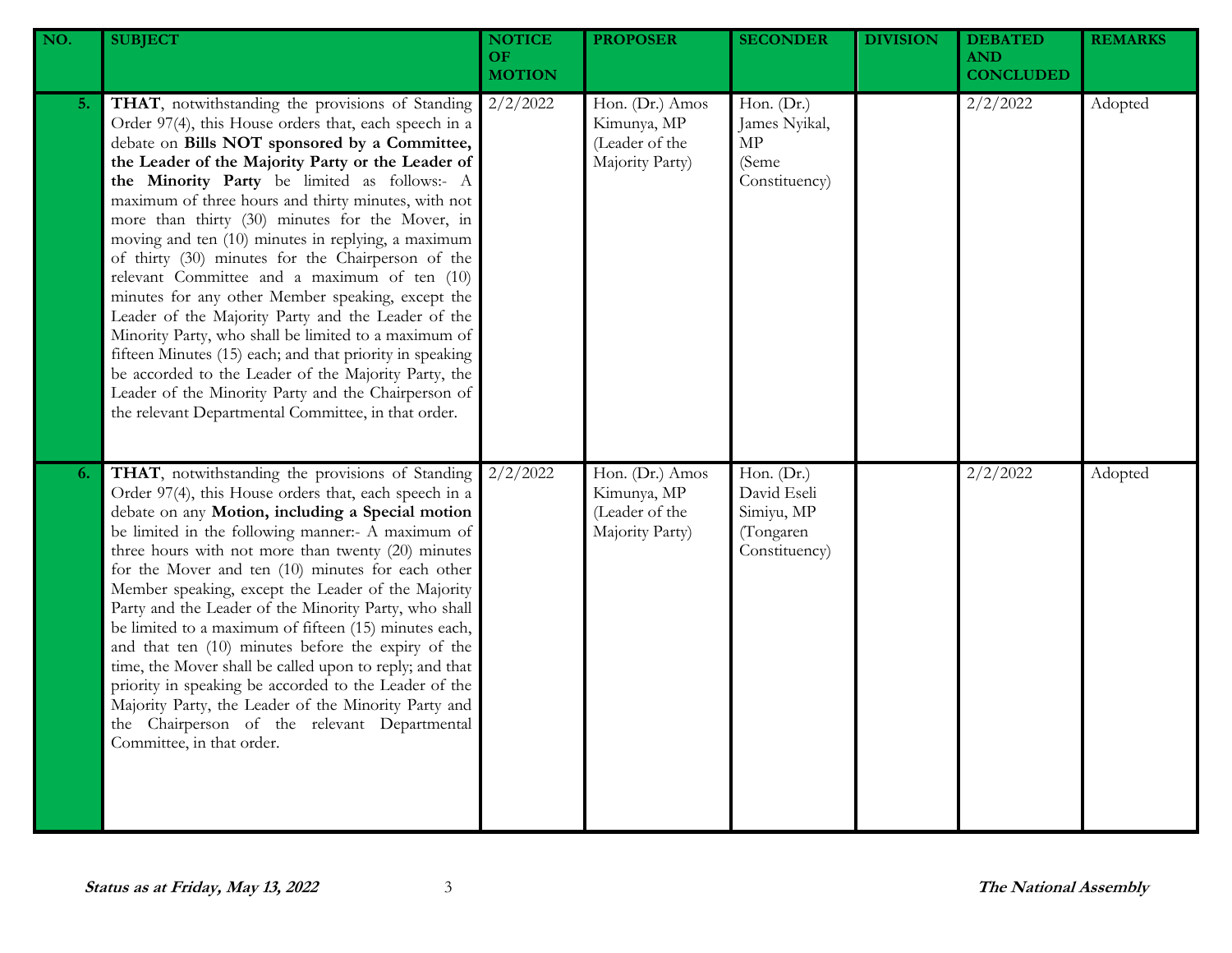| NO. | SUBJECT | NOTICE OF MOTION | PROPOSER | SECONDER | DIVISION | DEBATED AND CONCLUDED | REMARKS |
|---|---|---|---|---|---|---|---|
| 5. | **THAT**, notwithstanding the provisions of Standing Order 97(4), this House orders that, each speech in a debate on **Bills NOT sponsored by a Committee, the Leader of the Majority Party or the Leader of the Minority Party** be limited as follows:- A maximum of three hours and thirty minutes, with not more than thirty (30) minutes for the Mover, in moving and ten (10) minutes in replying, a maximum of thirty (30) minutes for the Chairperson of the relevant Committee and a maximum of ten (10) minutes for any other Member speaking, except the Leader of the Majority Party and the Leader of the Minority Party, who shall be limited to a maximum of fifteen Minutes (15) each; and that priority in speaking be accorded to the Leader of the Majority Party, the Leader of the Minority Party and the Chairperson of the relevant Departmental Committee, in that order. | 2/2/2022 | Hon. (Dr.) Amos Kimunya, MP (Leader of the Majority Party) | Hon. (Dr.) James Nyikal, MP (Seme Constituency) | | 2/2/2022 | Adopted |
| 6. | **THAT**, notwithstanding the provisions of Standing Order 97(4), this House orders that, each speech in a debate on any **Motion, including a Special motion** be limited in the following manner:- A maximum of three hours with not more than twenty (20) minutes for the Mover and ten (10) minutes for each other Member speaking, except the Leader of the Majority Party and the Leader of the Minority Party, who shall be limited to a maximum of fifteen (15) minutes each, and that ten (10) minutes before the expiry of the time, the Mover shall be called upon to reply; and that priority in speaking be accorded to the Leader of the Majority Party, the Leader of the Minority Party and the Chairperson of the relevant Departmental Committee, in that order. | 2/2/2022 | Hon. (Dr.) Amos Kimunya, MP (Leader of the Majority Party) | Hon. (Dr.) David Eseli Simiyu, MP (Tongaren Constituency) | | 2/2/2022 | Adopted |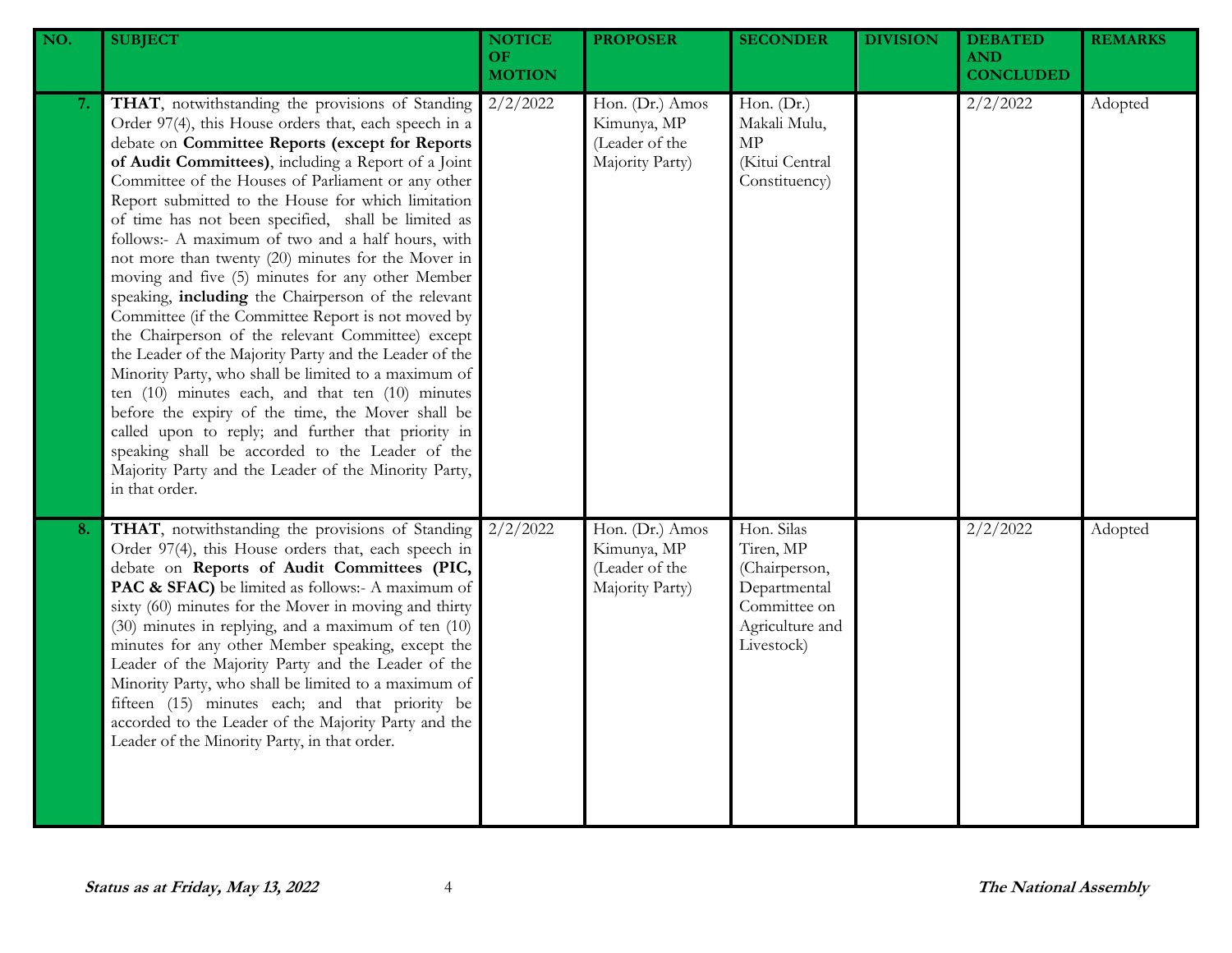| NO. | SUBJECT | NOTICE OF MOTION | PROPOSER | SECONDER | DIVISION | DEBATED AND CONCLUDED | REMARKS |
|---|---|---|---|---|---|---|---|
| 7. | **THAT**, notwithstanding the provisions of Standing Order 97(4), this House orders that, each speech in a debate on **Committee Reports (except for Reports of Audit Committees)**, including a Report of a Joint Committee of the Houses of Parliament or any other Report submitted to the House for which limitation of time has not been specified, shall be limited as follows:- A maximum of two and a half hours, with not more than twenty (20) minutes for the Mover in moving and five (5) minutes for any other Member speaking, **including** the Chairperson of the relevant Committee (if the Committee Report is not moved by the Chairperson of the relevant Committee) except the Leader of the Majority Party and the Leader of the Minority Party, who shall be limited to a maximum of ten (10) minutes each, and that ten (10) minutes before the expiry of the time, the Mover shall be called upon to reply; and further that priority in speaking shall be accorded to the Leader of the Majority Party and the Leader of the Minority Party, in that order. | 2/2/2022 | Hon. (Dr.) Amos Kimunya, MP (Leader of the Majority Party) | Hon. (Dr.) Makali Mulu, MP (Kitui Central Constituency) | | 2/2/2022 | Adopted |
| 8. | **THAT**, notwithstanding the provisions of Standing Order 97(4), this House orders that, each speech in debate on **Reports of Audit Committees (PIC, PAC & SFAC)** be limited as follows:- A maximum of sixty (60) minutes for the Mover in moving and thirty (30) minutes in replying, and a maximum of ten (10) minutes for any other Member speaking, except the Leader of the Majority Party and the Leader of the Minority Party, who shall be limited to a maximum of fifteen (15) minutes each; and that priority be accorded to the Leader of the Majority Party and the Leader of the Minority Party, in that order. | 2/2/2022 | Hon. (Dr.) Amos Kimunya, MP (Leader of the Majority Party) | Hon. Silas Tiren, MP (Chairperson, Departmental Committee on Agriculture and Livestock) | | 2/2/2022 | Adopted |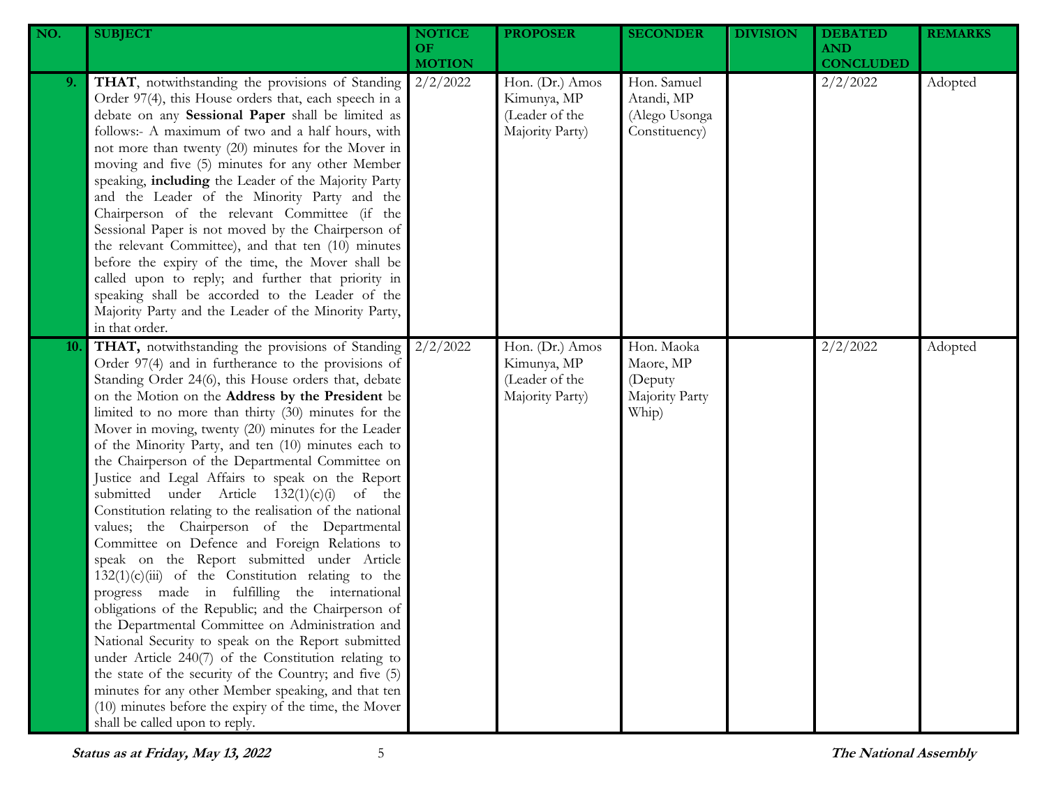| NO. | SUBJECT | NOTICE OF MOTION | PROPOSER | SECONDER | DIVISION | DEBATED AND CONCLUDED | REMARKS |
|---|---|---|---|---|---|---|---|
| 9. | **THAT**, notwithstanding the provisions of Standing Order 97(4), this House orders that, each speech in a debate on any **Sessional Paper** shall be limited as follows:- A maximum of two and a half hours, with not more than twenty (20) minutes for the Mover in moving and five (5) minutes for any other Member speaking, **including** the Leader of the Majority Party and the Leader of the Minority Party and the Chairperson of the relevant Committee (if the Sessional Paper is not moved by the Chairperson of the relevant Committee), and that ten (10) minutes before the expiry of the time, the Mover shall be called upon to reply; and further that priority in speaking shall be accorded to the Leader of the Majority Party and the Leader of the Minority Party, in that order. | 2/2/2022 | Hon. (Dr.) Amos Kimunya, MP (Leader of the Majority Party) | Hon. Samuel Atandi, MP (Alego Usonga Constituency) | | 2/2/2022 | Adopted |
| 10. | **THAT,** notwithstanding the provisions of Standing Order 97(4) and in furtherance to the provisions of Standing Order 24(6), this House orders that, debate on the Motion on the **Address by the President** be limited to no more than thirty (30) minutes for the Mover in moving, twenty (20) minutes for the Leader of the Minority Party, and ten (10) minutes each to the Chairperson of the Departmental Committee on Justice and Legal Affairs to speak on the Report submitted under Article 132(1)(c)(i) of the Constitution relating to the realisation of the national values; the Chairperson of the Departmental Committee on Defence and Foreign Relations to speak on the Report submitted under Article 132(1)(c)(iii) of the Constitution relating to the progress made in fulfilling the international obligations of the Republic; and the Chairperson of the Departmental Committee on Administration and National Security to speak on the Report submitted under Article 240(7) of the Constitution relating to the state of the security of the Country; and five (5) minutes for any other Member speaking, and that ten (10) minutes before the expiry of the time, the Mover shall be called upon to reply. | 2/2/2022 | Hon. (Dr.) Amos Kimunya, MP (Leader of the Majority Party) | Hon. Maoka Maore, MP (Deputy Majority Party Whip) | | 2/2/2022 | Adopted |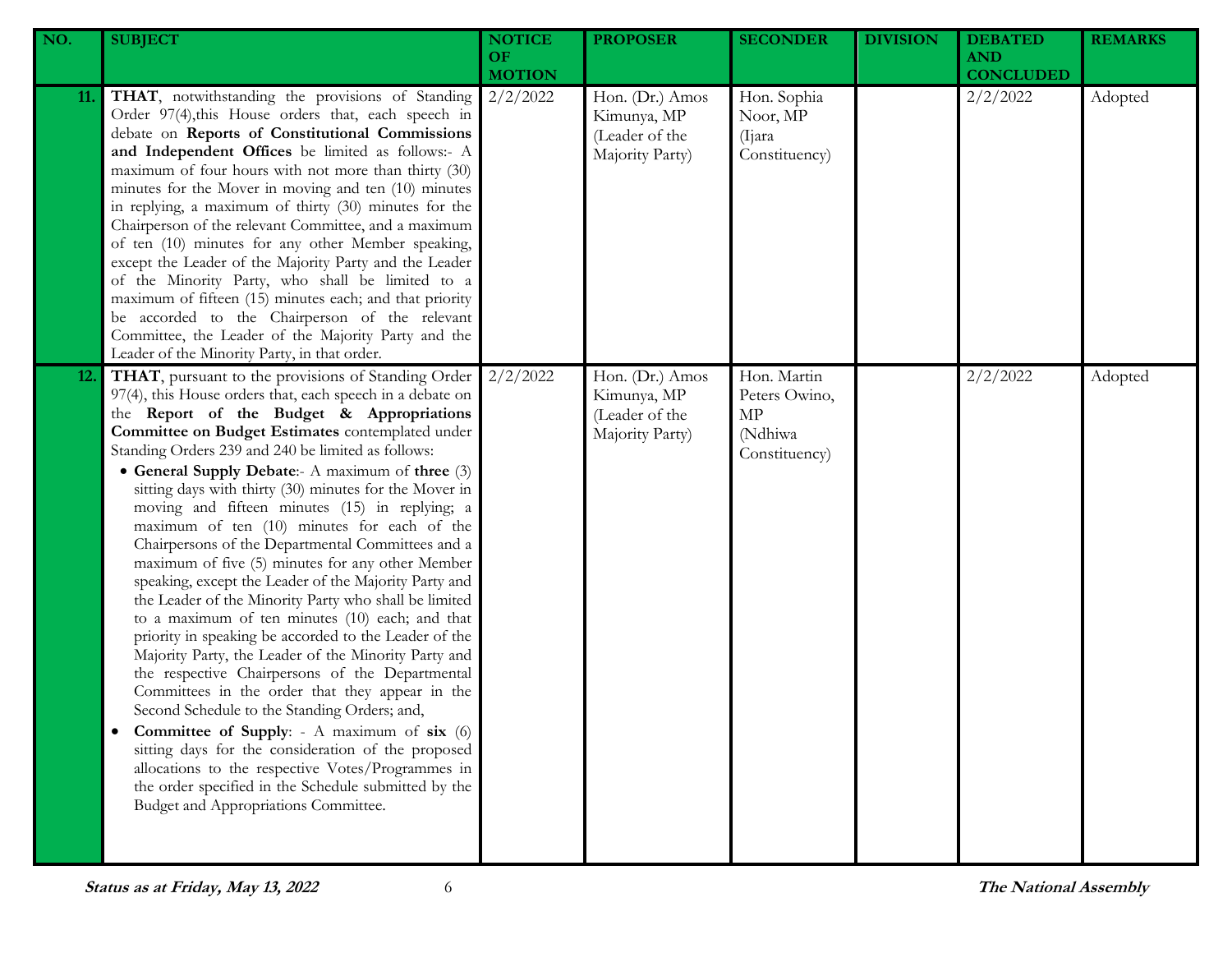| NO. | SUBJECT | NOTICE OF MOTION | PROPOSER | SECONDER | DIVISION | DEBATED AND CONCLUDED | REMARKS |
|---|---|---|---|---|---|---|---|
| 11. | **THAT**, notwithstanding the provisions of Standing Order 97(4),this House orders that, each speech in debate on **Reports of Constitutional Commissions and Independent Offices** be limited as follows:- A maximum of four hours with not more than thirty (30) minutes for the Mover in moving and ten (10) minutes in replying, a maximum of thirty (30) minutes for the Chairperson of the relevant Committee, and a maximum of ten (10) minutes for any other Member speaking, except the Leader of the Majority Party and the Leader of the Minority Party, who shall be limited to a maximum of fifteen (15) minutes each; and that priority be accorded to the Chairperson of the relevant Committee, the Leader of the Majority Party and the Leader of the Minority Party, in that order. | 2/2/2022 | Hon. (Dr.) Amos Kimunya, MP (Leader of the Majority Party) | Hon. Sophia Noor, MP (Ijara Constituency) | | 2/2/2022 | Adopted |
| 12. | **THAT**, pursuant to the provisions of Standing Order 97(4), this House orders that, each speech in a debate on the **Report of the Budget & Appropriations Committee on Budget Estimates** contemplated under Standing Orders 239 and 240 be limited as follows: <br>• **General Supply Debate**:- A maximum of **three** (3) sitting days with thirty (30) minutes for the Mover in moving and fifteen minutes (15) in replying; a maximum of ten (10) minutes for each of the Chairpersons of the Departmental Committees and a maximum of five (5) minutes for any other Member speaking, except the Leader of the Majority Party and the Leader of the Minority Party who shall be limited to a maximum of ten minutes (10) each; and that priority in speaking be accorded to the Leader of the Majority Party, the Leader of the Minority Party and the respective Chairpersons of the Departmental Committees in the order that they appear in the Second Schedule to the Standing Orders; and, <br>• **Committee of Supply**: - A maximum of **six** (6) sitting days for the consideration of the proposed allocations to the respective Votes/Programmes in the order specified in the Schedule submitted by the Budget and Appropriations Committee. | 2/2/2022 | Hon. (Dr.) Amos Kimunya, MP (Leader of the Majority Party) | Hon. Martin Peters Owino, MP (Ndhiwa Constituency) | | 2/2/2022 | Adopted |

**Status as at Friday, May 13, 2022** **The National Assembly**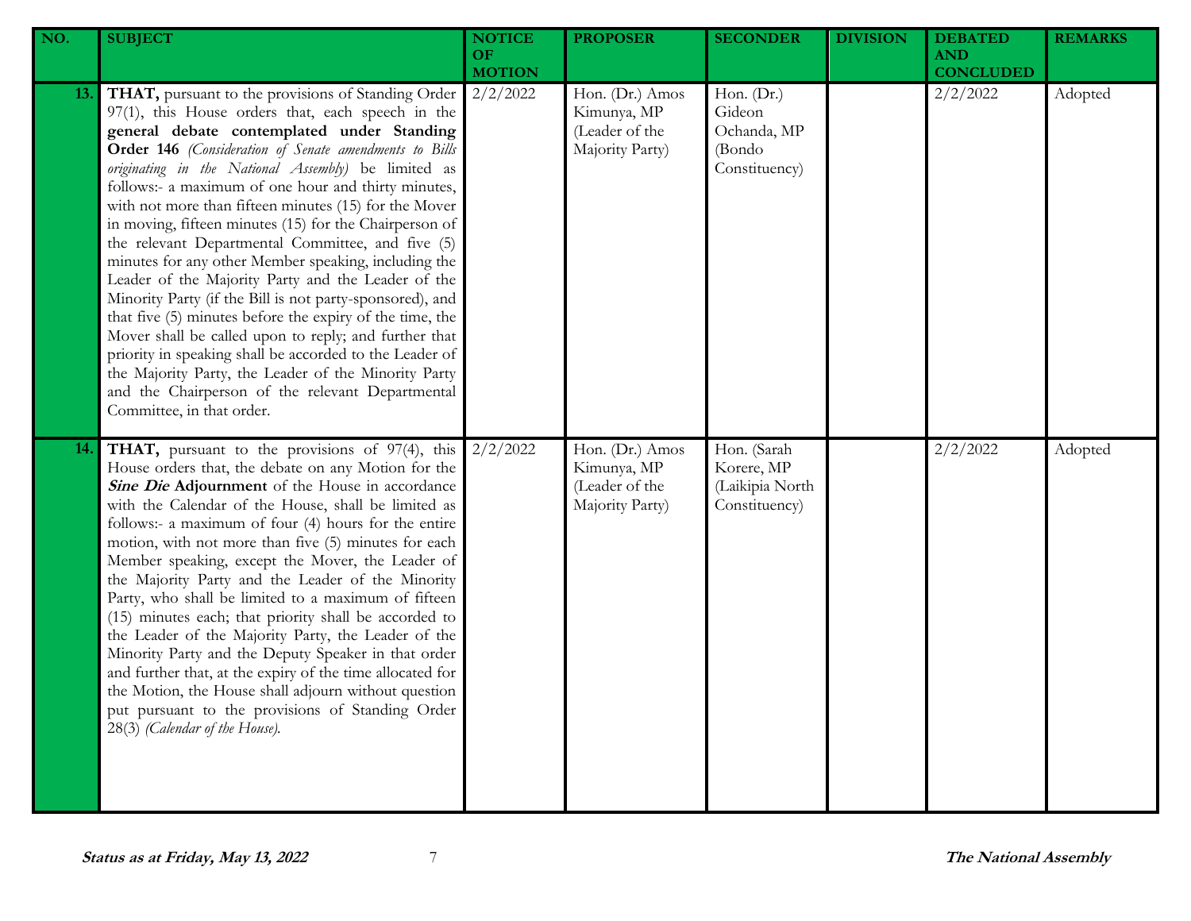| NO. | SUBJECT | NOTICE OF MOTION | PROPOSER | SECONDER | DIVISION | DEBATED AND CONCLUDED | REMARKS |
|---|---|---|---|---|---|---|---|
| 13. | **THAT,** pursuant to the provisions of Standing Order 97(1), this House orders that, each speech in the **general debate contemplated under Standing Order 146** *(Consideration of Senate amendments to Bills originating in the National Assembly)* be limited as follows:- a maximum of one hour and thirty minutes, with not more than fifteen minutes (15) for the Mover in moving, fifteen minutes (15) for the Chairperson of the relevant Departmental Committee, and five (5) minutes for any other Member speaking, including the Leader of the Majority Party and the Leader of the Minority Party (if the Bill is not party-sponsored), and that five (5) minutes before the expiry of the time, the Mover shall be called upon to reply; and further that priority in speaking shall be accorded to the Leader of the Majority Party, the Leader of the Minority Party and the Chairperson of the relevant Departmental Committee, in that order. | 2/2/2022 | Hon. (Dr.) Amos Kimunya, MP (Leader of the Majority Party) | Hon. (Dr.) Gideon Ochanda, MP (Bondo Constituency) | | 2/2/2022 | Adopted |
| 14. | **THAT,** pursuant to the provisions of 97(4), this House orders that, the debate on any Motion for the ***Sine Die*** **Adjournment** of the House in accordance with the Calendar of the House, shall be limited as follows:- a maximum of four (4) hours for the entire motion, with not more than five (5) minutes for each Member speaking, except the Mover, the Leader of the Majority Party and the Leader of the Minority Party, who shall be limited to a maximum of fifteen (15) minutes each; that priority shall be accorded to the Leader of the Majority Party, the Leader of the Minority Party and the Deputy Speaker in that order and further that, at the expiry of the time allocated for the Motion, the House shall adjourn without question put pursuant to the provisions of Standing Order 28(3) *(Calendar of the House).* | 2/2/2022 | Hon. (Dr.) Amos Kimunya, MP (Leader of the Majority Party) | Hon. (Sarah Korere, MP (Laikipia North Constituency) | | 2/2/2022 | Adopted |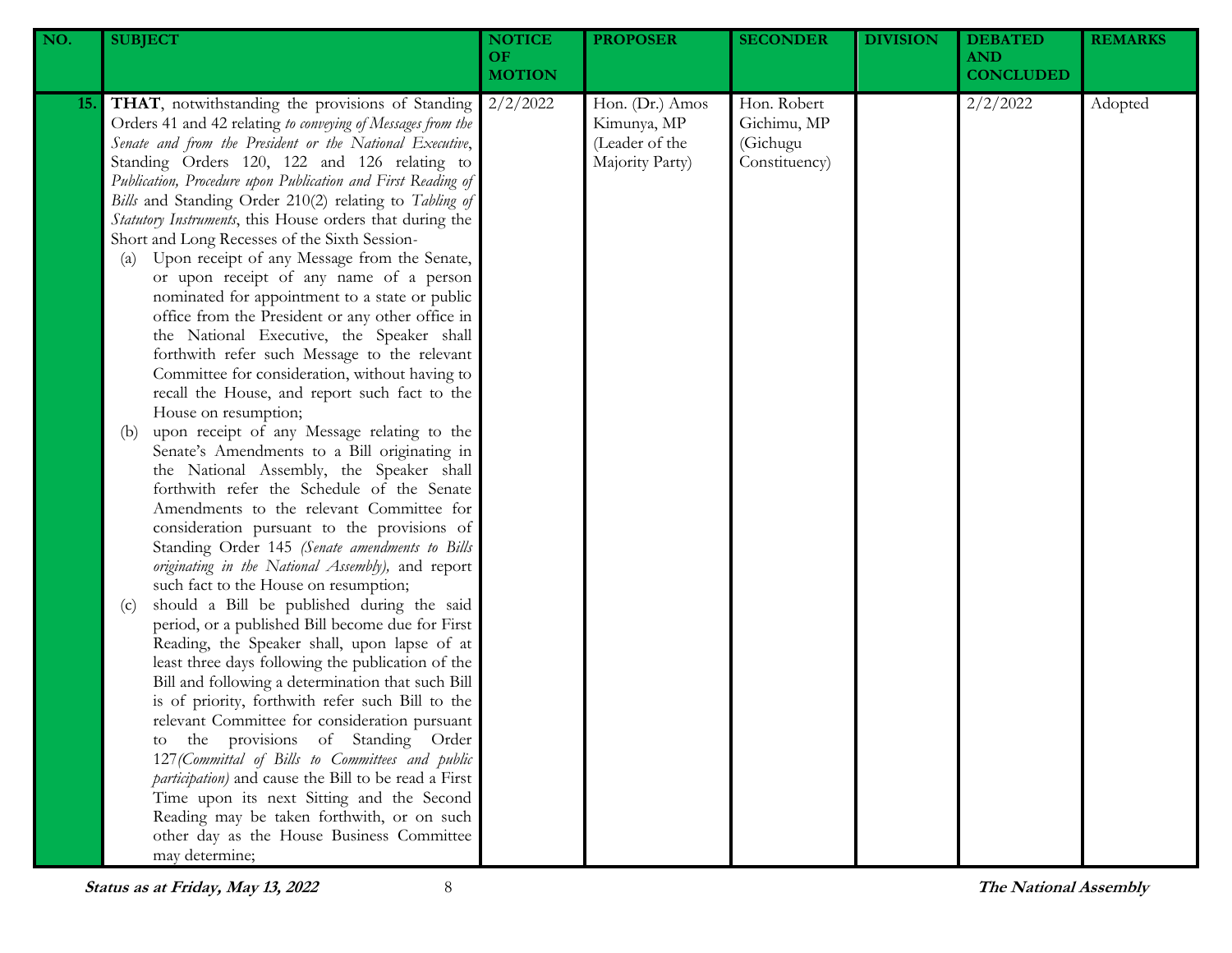| NO. | SUBJECT | NOTICE OF MOTION | PROPOSER | SECONDER | DIVISION | DEBATED AND CONCLUDED | REMARKS |
|---|---|---|---|---|---|---|---|
| 15. | **THAT**, notwithstanding the provisions of Standing Orders 41 and 42 relating *to conveying of Messages from the Senate and from the President or the National Executive*, Standing Orders 120, 122 and 126 relating to *Publication, Procedure upon Publication and First Reading of Bills* and Standing Order 210(2) relating to *Tabling of Statutory Instruments*, this House orders that during the Short and Long Recesses of the Sixth Session- <br>(a) Upon receipt of any Message from the Senate, or upon receipt of any name of a person nominated for appointment to a state or public office from the President or any other office in the National Executive, the Speaker shall forthwith refer such Message to the relevant Committee for consideration, without having to recall the House, and report such fact to the House on resumption; <br>(b) upon receipt of any Message relating to the Senate's Amendments to a Bill originating in the National Assembly, the Speaker shall forthwith refer the Schedule of the Senate Amendments to the relevant Committee for consideration pursuant to the provisions of Standing Order 145 *(Senate amendments to Bills originating in the National Assembly),* and report such fact to the House on resumption; <br>(c) should a Bill be published during the said period, or a published Bill become due for First Reading, the Speaker shall, upon lapse of at least three days following the publication of the Bill and following a determination that such Bill is of priority, forthwith refer such Bill to the relevant Committee for consideration pursuant to the provisions of Standing Order 127*(Committal of Bills to Committees and public participation)* and cause the Bill to be read a First Time upon its next Sitting and the Second Reading may be taken forthwith, or on such other day as the House Business Committee may determine; | 2/2/2022 | Hon. (Dr.) Amos Kimunya, MP (Leader of the Majority Party) | Hon. Robert Gichimu, MP (Gichugu Constituency) | | 2/2/2022 | Adopted |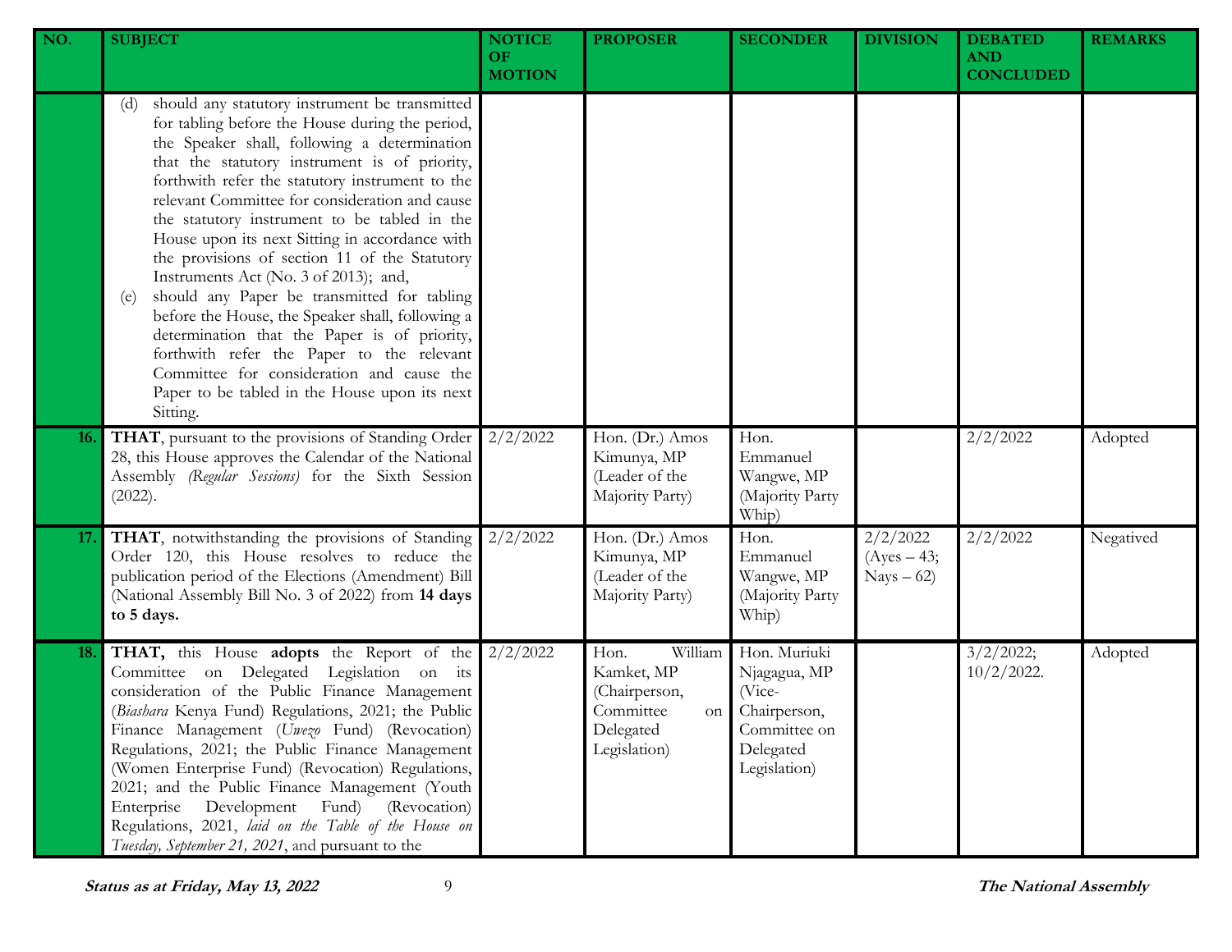| NO. | SUBJECT | NOTICE OF MOTION | PROPOSER | SECONDER | DIVISION | DEBATED AND CONCLUDED | REMARKS |
|---|---|---|---|---|---|---|---|
| | (d) should any statutory instrument be transmitted for tabling before the House during the period, the Speaker shall, following a determination that the statutory instrument is of priority, forthwith refer the statutory instrument to the relevant Committee for consideration and cause the statutory instrument to be tabled in the House upon its next Sitting in accordance with the provisions of section 11 of the Statutory Instruments Act (No. 3 of 2013); and, (e) should any Paper be transmitted for tabling before the House, the Speaker shall, following a determination that the Paper is of priority, forthwith refer the Paper to the relevant Committee for consideration and cause the Paper to be tabled in the House upon its next Sitting. | | | | | | |
| 16. | **THAT**, pursuant to the provisions of Standing Order 28, this House approves the Calendar of the National Assembly *(Regular Sessions)* for the Sixth Session (2022). | 2/2/2022 | Hon. (Dr.) Amos Kimunya, MP (Leader of the Majority Party) | Hon. Emmanuel Wangwe, MP (Majority Party Whip) | | 2/2/2022 | Adopted |
| 17. | **THAT**, notwithstanding the provisions of Standing Order 120, this House resolves to reduce the publication period of the Elections (Amendment) Bill (National Assembly Bill No. 3 of 2022) from **14 days to 5 days.** | 2/2/2022 | Hon. (Dr.) Amos Kimunya, MP (Leader of the Majority Party) | Hon. Emmanuel Wangwe, MP (Majority Party Whip) | 2/2/2022 (Ayes – 43; Nays – 62) | 2/2/2022 | Negatived |
| 18. | **THAT,** this House **adopts** the Report of the Committee on Delegated Legislation on its consideration of the Public Finance Management (*Biashara* Kenya Fund) Regulations, 2021; the Public Finance Management (*Uwezo* Fund) (Revocation) Regulations, 2021; the Public Finance Management (Women Enterprise Fund) (Revocation) Regulations, 2021; and the Public Finance Management (Youth Enterprise Development Fund) (Revocation) Regulations, 2021, *laid on the Table of the House on Tuesday, September 21, 2021*, and pursuant to the | 2/2/2022 | Hon. William Kamket, MP (Chairperson, Committee on Delegated Legislation) | Hon. Muriuki Njagagua, MP (Vice-Chairperson, Committee on Delegated Legislation) | | 3/2/2022; 10/2/2022. | Adopted |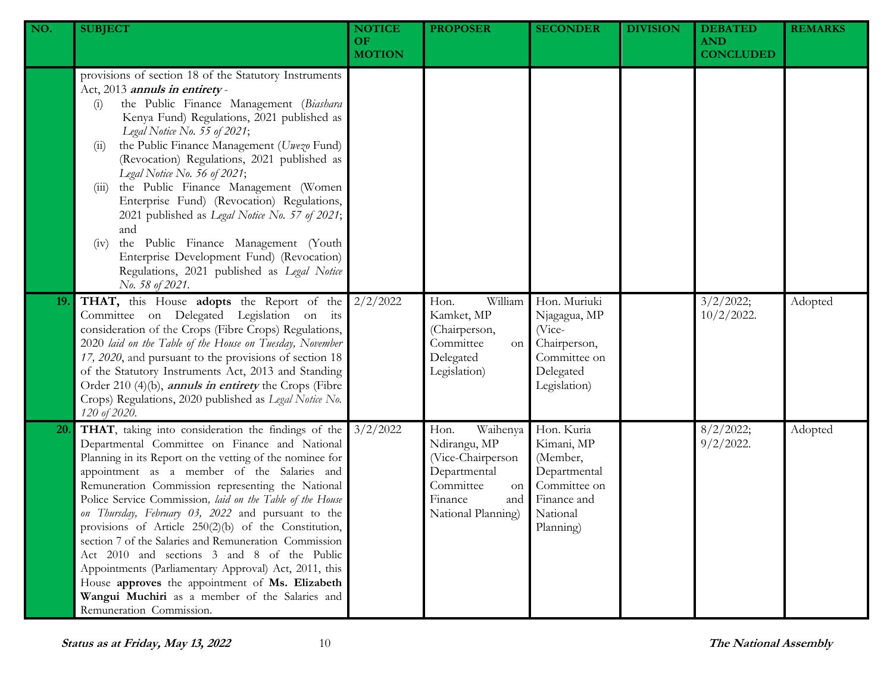| NO. | SUBJECT | NOTICE OF MOTION | PROPOSER | SECONDER | DIVISION | DEBATED AND CONCLUDED | REMARKS |
|---|---|---|---|---|---|---|---|
| | provisions of section 18 of the Statutory Instruments Act, 2013 ***annuls in entirety*** -<br>(i) the Public Finance Management (*Biashara* Kenya Fund) Regulations, 2021 published as *Legal Notice No. 55 of 2021*;<br>(ii) the Public Finance Management (*Uwezo* Fund) (Revocation) Regulations, 2021 published as *Legal Notice No. 56 of 2021*;<br>(iii) the Public Finance Management (Women Enterprise Fund) (Revocation) Regulations, 2021 published as *Legal Notice No. 57 of 2021*; and<br>(iv) the Public Finance Management (Youth Enterprise Development Fund) (Revocation) Regulations, 2021 published as *Legal Notice No. 58 of 2021*. | | | | | | |
| **19.** | **THAT,** this House **adopts** the Report of the Committee on Delegated Legislation on its consideration of the Crops (Fibre Crops) Regulations, 2020 *laid on the Table of the House on Tuesday, November 17, 2020*, and pursuant to the provisions of section 18 of the Statutory Instruments Act, 2013 and Standing Order 210 (4)(b), ***annuls in entirety*** the Crops (Fibre Crops) Regulations, 2020 published as *Legal Notice No. 120 of 2020*. | 2/2/2022 | Hon. William Kamket, MP (Chairperson, Committee on Delegated Legislation) | Hon. Muriuki Njagagua, MP (Vice-Chairperson, Committee on Delegated Legislation) | | 3/2/2022; 10/2/2022. | Adopted |
| **20.** | **THAT**, taking into consideration the findings of the Departmental Committee on Finance and National Planning in its Report on the vetting of the nominee for appointment as a member of the Salaries and Remuneration Commission representing the National Police Service Commission*, laid on the Table of the House on Thursday, February 03, 2022* and pursuant to the provisions of Article 250(2)(b) of the Constitution, section 7 of the Salaries and Remuneration Commission Act 2010 and sections 3 and 8 of the Public Appointments (Parliamentary Approval) Act, 2011, this House **approves** the appointment of **Ms. Elizabeth Wangui Muchiri** as a member of the Salaries and Remuneration Commission. | 3/2/2022 | Hon. Waihenya Ndirangu, MP (Vice-Chairperson Departmental Committee on Finance and National Planning) | Hon. Kuria Kimani, MP (Member, Departmental Committee on Finance and National Planning) | | 8/2/2022; 9/2/2022. | Adopted |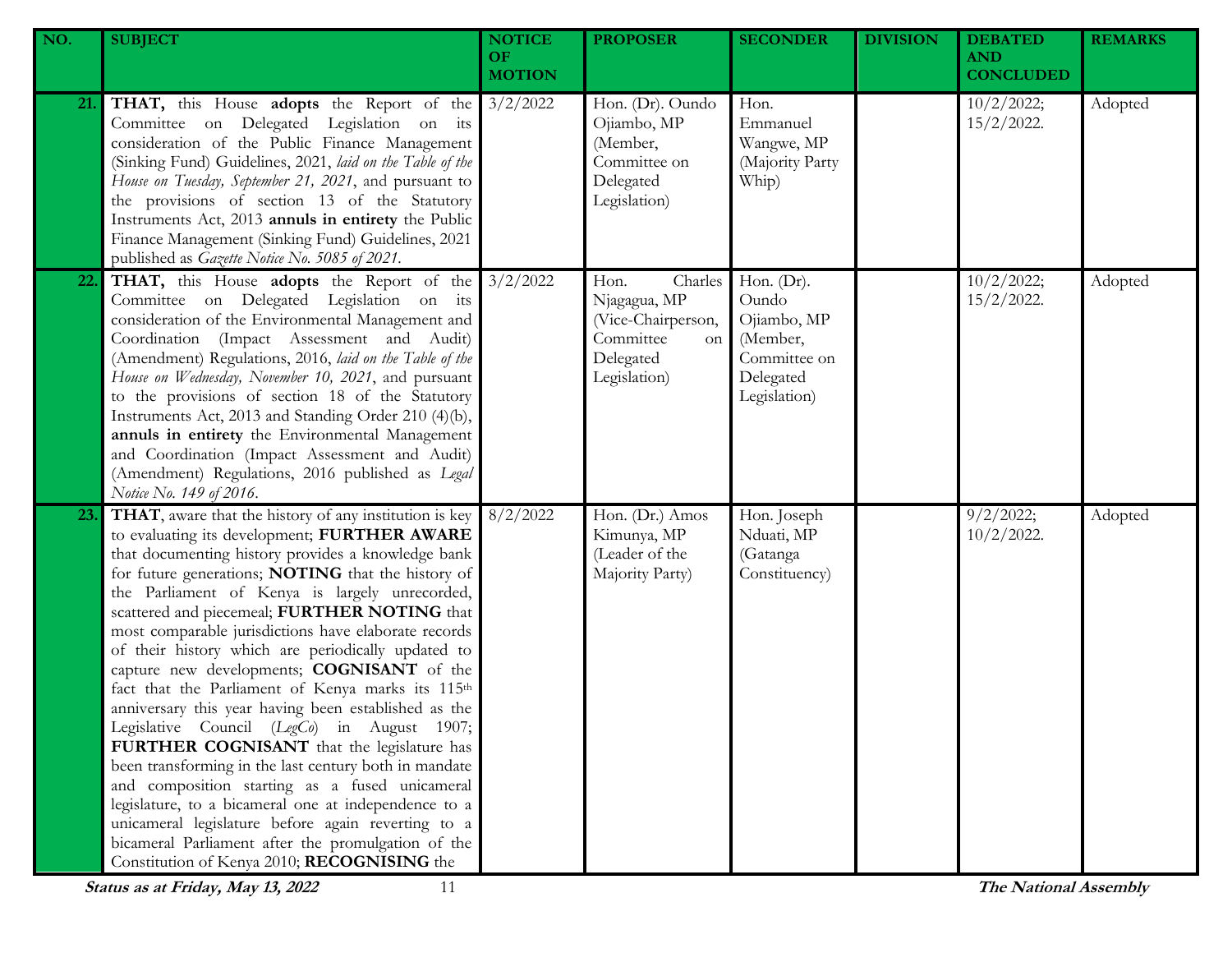| NO. | SUBJECT | NOTICE OF MOTION | PROPOSER | SECONDER | DIVISION | DEBATED AND CONCLUDED | REMARKS |
|---|---|---|---|---|---|---|---|
| 21. | **THAT,** this House **adopts** the Report of the Committee on Delegated Legislation on its consideration of the Public Finance Management (Sinking Fund) Guidelines, 2021, *laid on the Table of the House on Tuesday, September 21, 2021*, and pursuant to the provisions of section 13 of the Statutory Instruments Act, 2013 **annuls in entirety** the Public Finance Management (Sinking Fund) Guidelines, 2021 published as *Gazette Notice No. 5085 of 2021*. | 3/2/2022 | Hon. (Dr). Oundo Ojiambo, MP (Member, Committee on Delegated Legislation) | Hon. Emmanuel Wangwe, MP (Majority Party Whip) | | 10/2/2022; 15/2/2022. | Adopted |
| 22. | **THAT,** this House **adopts** the Report of the Committee on Delegated Legislation on its consideration of the Environmental Management and Coordination (Impact Assessment and Audit) (Amendment) Regulations, 2016, *laid on the Table of the House on Wednesday, November 10, 2021*, and pursuant to the provisions of section 18 of the Statutory Instruments Act, 2013 and Standing Order 210 (4)(b), **annuls in entirety** the Environmental Management and Coordination (Impact Assessment and Audit) (Amendment) Regulations, 2016 published as *Legal Notice No. 149 of 2016*. | 3/2/2022 | Hon. Charles Njagagua, MP (Vice-Chairperson, Committee on Delegated Legislation) | Hon. (Dr). Oundo Ojiambo, MP (Member, Committee on Delegated Legislation) | | 10/2/2022; 15/2/2022. | Adopted |
| 23. | **THAT**, aware that the history of any institution is key to evaluating its development; **FURTHER AWARE** that documenting history provides a knowledge bank for future generations; **NOTING** that the history of the Parliament of Kenya is largely unrecorded, scattered and piecemeal; **FURTHER NOTING** that most comparable jurisdictions have elaborate records of their history which are periodically updated to capture new developments; **COGNISANT** of the fact that the Parliament of Kenya marks its 115th anniversary this year having been established as the Legislative Council (*LegCo*) in August 1907; **FURTHER COGNISANT** that the legislature has been transforming in the last century both in mandate and composition starting as a fused unicameral legislature, to a bicameral one at independence to a unicameral legislature before again reverting to a bicameral Parliament after the promulgation of the Constitution of Kenya 2010; **RECOGNISING** the | 8/2/2022 | Hon. (Dr.) Amos Kimunya, MP (Leader of the Majority Party) | Hon. Joseph Nduati, MP (Gatanga Constituency) | | 9/2/2022; 10/2/2022. | Adopted |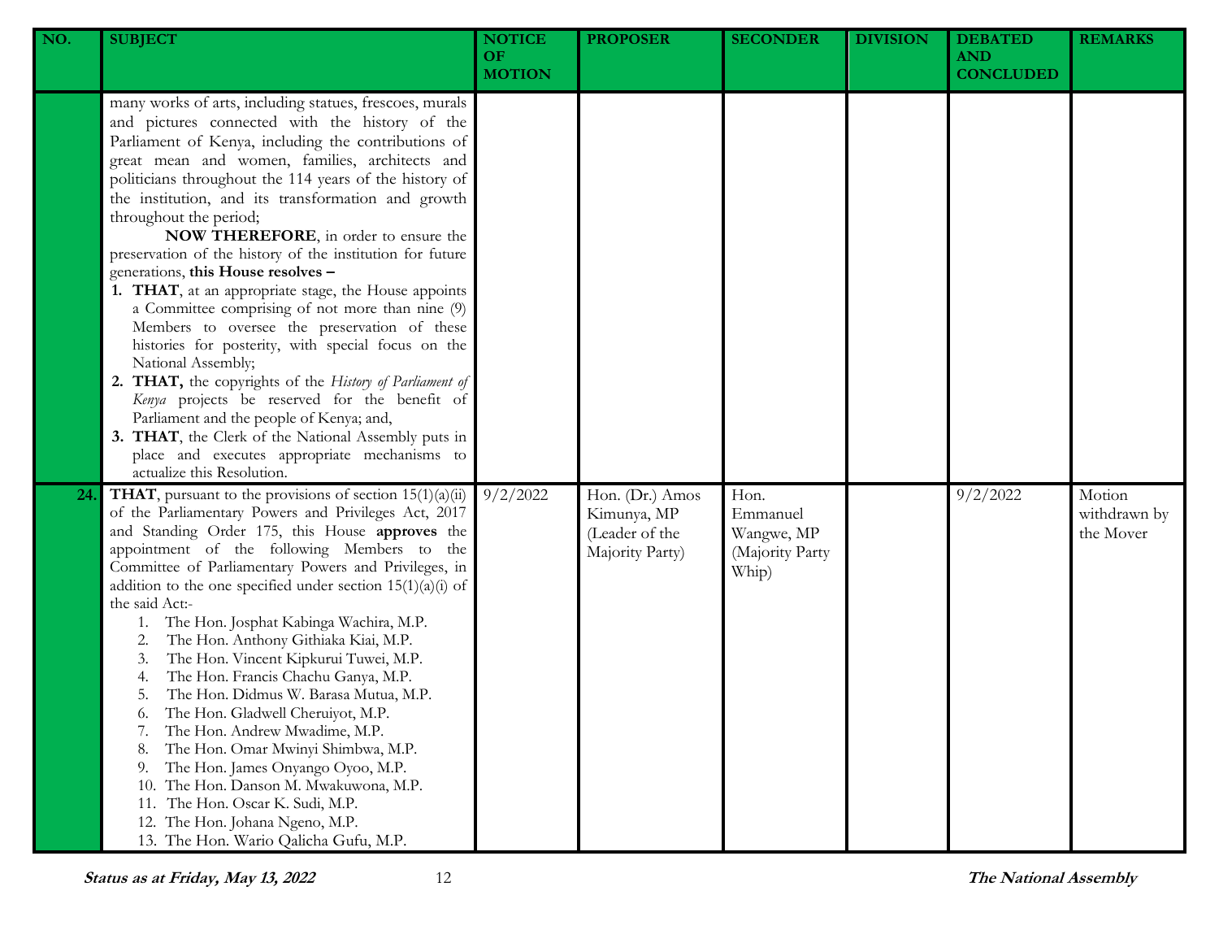| NO. | SUBJECT | NOTICE OF MOTION | PROPOSER | SECONDER | DIVISION | DEBATED AND CONCLUDED | REMARKS |
|---|---|---|---|---|---|---|---|
| | many works of arts, including statues, frescoes, murals and pictures connected with the history of the Parliament of Kenya, including the contributions of great mean and women, families, architects and politicians throughout the 114 years of the history of the institution, and its transformation and growth throughout the period;<br>**NOW THEREFORE**, in order to ensure the preservation of the history of the institution for future generations, **this House resolves –**<br>1. **THAT**, at an appropriate stage, the House appoints a Committee comprising of not more than nine (9) Members to oversee the preservation of these histories for posterity, with special focus on the National Assembly;<br>2. **THAT,** the copyrights of the *History of Parliament of Kenya* projects be reserved for the benefit of Parliament and the people of Kenya; and,<br>3. **THAT**, the Clerk of the National Assembly puts in place and executes appropriate mechanisms to actualize this Resolution. | | | | | | |
| 24. | **THAT**, pursuant to the provisions of section 15(1)(a)(ii) of the Parliamentary Powers and Privileges Act, 2017 and Standing Order 175, this House **approves** the appointment of the following Members to the Committee of Parliamentary Powers and Privileges, in addition to the one specified under section 15(1)(a)(i) of the said Act:-<br>1. The Hon. Josphat Kabinga Wachira, M.P.<br>2. The Hon. Anthony Githiaka Kiai, M.P.<br>3. The Hon. Vincent Kipkurui Tuwei, M.P.<br>4. The Hon. Francis Chachu Ganya, M.P.<br>5. The Hon. Didmus W. Barasa Mutua, M.P.<br>6. The Hon. Gladwell Cheruiyot, M.P.<br>7. The Hon. Andrew Mwadime, M.P.<br>8. The Hon. Omar Mwinyi Shimbwa, M.P.<br>9. The Hon. James Onyango Oyoo, M.P.<br>10. The Hon. Danson M. Mwakuwona, M.P.<br>11. The Hon. Oscar K. Sudi, M.P.<br>12. The Hon. Johana Ngeno, M.P.<br>13. The Hon. Wario Qalicha Gufu, M.P. | 9/2/2022 | Hon. (Dr.) Amos Kimunya, MP (Leader of the Majority Party) | Hon. Emmanuel Wangwe, MP (Majority Party Whip) | | 9/2/2022 | Motion withdrawn by the Mover |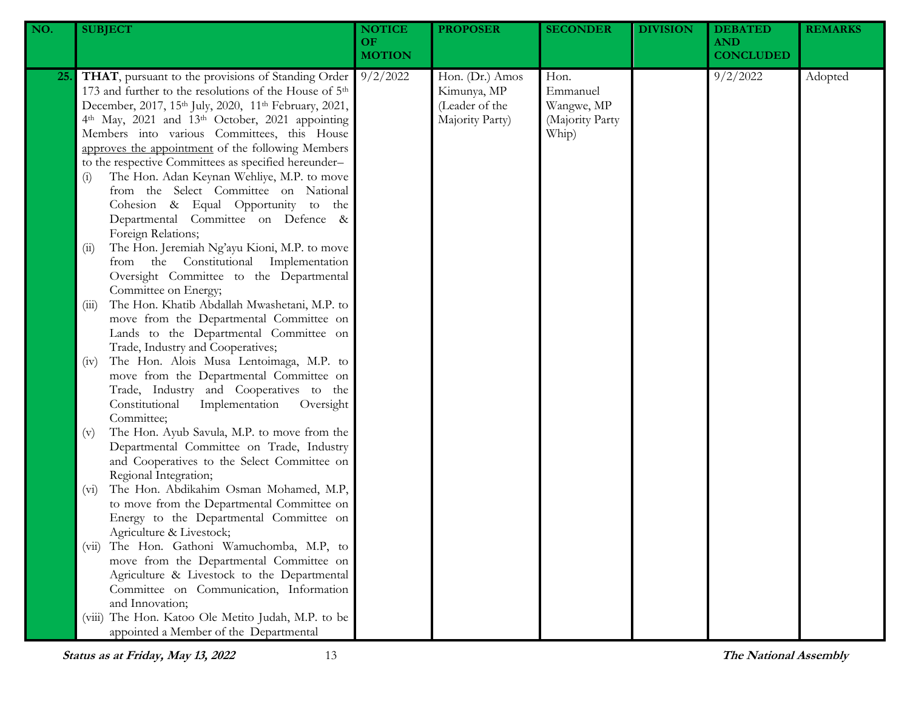| NO. | SUBJECT | NOTICE OF MOTION | PROPOSER | SECONDER | DIVISION | DEBATED AND CONCLUDED | REMARKS |
|---|---|---|---|---|---|---|---|
| 25. | **THAT**, pursuant to the provisions of Standing Order 173 and further to the resolutions of the House of 5th December, 2017, 15th July, 2020, 11th February, 2021, 4th May, 2021 and 13th October, 2021 appointing Members into various Committees, this House approves the appointment of the following Members to the respective Committees as specified hereunder–<br>(i) The Hon. Adan Keynan Wehliye, M.P. to move from the Select Committee on National Cohesion & Equal Opportunity to the Departmental Committee on Defence & Foreign Relations;<br>(ii) The Hon. Jeremiah Ng'ayu Kioni, M.P. to move from the Constitutional Implementation Oversight Committee to the Departmental Committee on Energy;<br>(iii) The Hon. Khatib Abdallah Mwashetani, M.P. to move from the Departmental Committee on Lands to the Departmental Committee on Trade, Industry and Cooperatives;<br>(iv) The Hon. Alois Musa Lentoimaga, M.P. to move from the Departmental Committee on Trade, Industry and Cooperatives to the Constitutional Implementation Oversight Committee;<br>(v) The Hon. Ayub Savula, M.P. to move from the Departmental Committee on Trade, Industry and Cooperatives to the Select Committee on Regional Integration;<br>(vi) The Hon. Abdikahim Osman Mohamed, M.P, to move from the Departmental Committee on Energy to the Departmental Committee on Agriculture & Livestock;<br>(vii) The Hon. Gathoni Wamuchomba, M.P, to move from the Departmental Committee on Agriculture & Livestock to the Departmental Committee on Communication, Information and Innovation;<br>(viii) The Hon. Katoo Ole Metito Judah, M.P. to be appointed a Member of the Departmental | 9/2/2022 | Hon. (Dr.) Amos Kimunya, MP (Leader of the Majority Party) | Hon. Emmanuel Wangwe, MP (Majority Party Whip) | | 9/2/2022 | Adopted |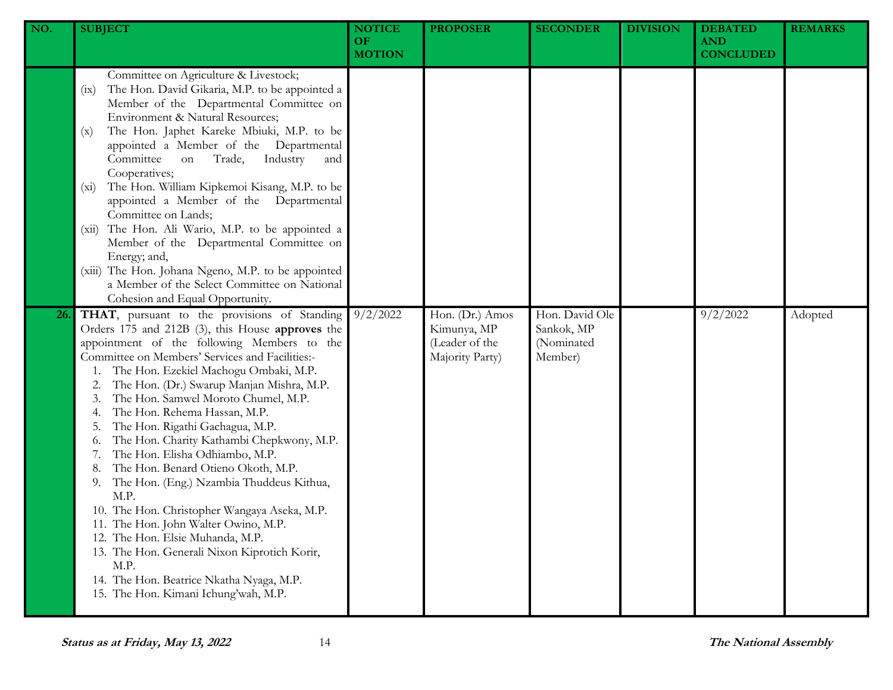| NO. | SUBJECT | NOTICE OF MOTION | PROPOSER | SECONDER | DIVISION | DEBATED AND CONCLUDED | REMARKS |
|---|---|---|---|---|---|---|---|
| | Committee on Agriculture & Livestock;<br>(ix) The Hon. David Gikaria, M.P. to be appointed a Member of the Departmental Committee on Environment & Natural Resources;<br>(x) The Hon. Japhet Kareke Mbiuki, M.P. to be appointed a Member of the Departmental Committee on Trade, Industry and Cooperatives;<br>(xi) The Hon. William Kipkemoi Kisang, M.P. to be appointed a Member of the Departmental Committee on Lands;<br>(xii) The Hon. Ali Wario, M.P. to be appointed a Member of the Departmental Committee on Energy; and,<br>(xiii) The Hon. Johana Ngeno, M.P. to be appointed a Member of the Select Committee on National Cohesion and Equal Opportunity. | | | | | | |
| 26. | **THAT**, pursuant to the provisions of Standing Orders 175 and 212B (3), this House **approves** the appointment of the following Members to the Committee on Members' Services and Facilities:-<br>1. The Hon. Ezekiel Machogu Ombaki, M.P.<br>2. The Hon. (Dr.) Swarup Manjan Mishra, M.P.<br>3. The Hon. Samwel Moroto Chumel, M.P.<br>4. The Hon. Rehema Hassan, M.P.<br>5. The Hon. Rigathi Gachagua, M.P.<br>6. The Hon. Charity Kathambi Chepkwony, M.P.<br>7. The Hon. Elisha Odhiambo, M.P.<br>8. The Hon. Benard Otieno Okoth, M.P.<br>9. The Hon. (Eng.) Nzambia Thuddeus Kithua, M.P.<br>10. The Hon. Christopher Wangaya Aseka, M.P.<br>11. The Hon. John Walter Owino, M.P.<br>12. The Hon. Elsie Muhanda, M.P.<br>13. The Hon. Generali Nixon Kiprotich Korir, M.P.<br>14. The Hon. Beatrice Nkatha Nyaga, M.P.<br>15. The Hon. Kimani Ichung'wah, M.P. | 9/2/2022 | Hon. (Dr.) Amos Kimunya, MP (Leader of the Majority Party) | Hon. David Ole Sankok, MP (Nominated Member) | | 9/2/2022 | Adopted |

*Status as at Friday, May 13, 2022* | *The National Assembly*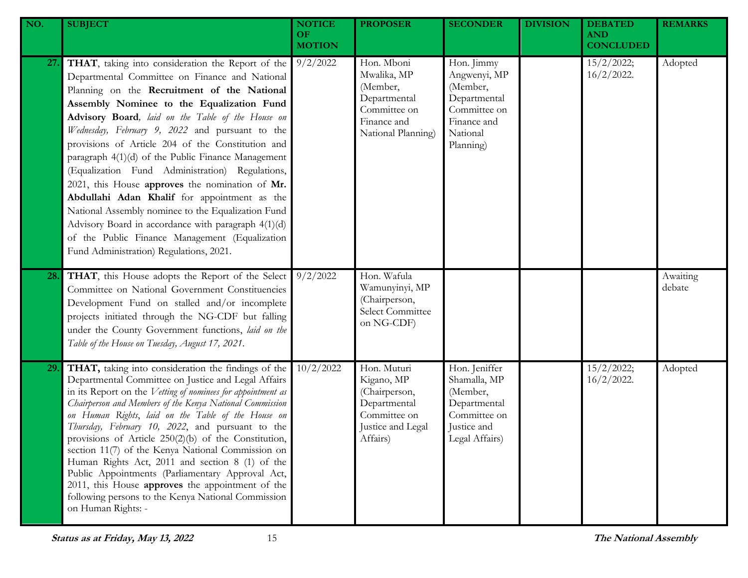| NO. | SUBJECT | NOTICE OF MOTION | PROPOSER | SECONDER | DIVISION | DEBATED AND CONCLUDED | REMARKS |
|---|---|---|---|---|---|---|---|
| 27. | **THAT**, taking into consideration the Report of the Departmental Committee on Finance and National Planning on the **Recruitment of the National Assembly Nominee to the Equalization Fund Advisory Board**, *laid on the Table of the House on Wednesday, February 9, 2022* and pursuant to the provisions of Article 204 of the Constitution and paragraph 4(1)(d) of the Public Finance Management (Equalization Fund Administration) Regulations, 2021, this House **approves** the nomination of **Mr. Abdullahi Adan Khalif** for appointment as the National Assembly nominee to the Equalization Fund Advisory Board in accordance with paragraph 4(1)(d) of the Public Finance Management (Equalization Fund Administration) Regulations, 2021. | 9/2/2022 | Hon. Mboni Mwalika, MP (Member, Departmental Committee on Finance and National Planning) | Hon. Jimmy Angwenyi, MP (Member, Departmental Committee on Finance and National Planning) | | 15/2/2022; 16/2/2022. | Adopted |
| 28. | **THAT**, this House adopts the Report of the Select Committee on National Government Constituencies Development Fund on stalled and/or incomplete projects initiated through the NG-CDF but falling under the County Government functions, *laid on the Table of the House on Tuesday, August 17, 2021*. | 9/2/2022 | Hon. Wafula Wamunyinyi, MP (Chairperson, Select Committee on NG-CDF) | | | | Awaiting debate |
| 29. | **THAT,** taking into consideration the findings of the Departmental Committee on Justice and Legal Affairs in its Report on the *Vetting of nominees for appointment as Chairperson and Members of the Kenya National Commission on Human Rights*, *laid on the Table of the House on Thursday, February 10, 2022*, and pursuant to the provisions of Article 250(2)(b) of the Constitution, section 11(7) of the Kenya National Commission on Human Rights Act, 2011 and section 8 (1) of the Public Appointments (Parliamentary Approval Act, 2011, this House **approves** the appointment of the following persons to the Kenya National Commission on Human Rights: - | 10/2/2022 | Hon. Muturi Kigano, MP (Chairperson, Departmental Committee on Justice and Legal Affairs) | Hon. Jeniffer Shamalla, MP (Member, Departmental Committee on Justice and Legal Affairs) | | 15/2/2022; 16/2/2022. | Adopted |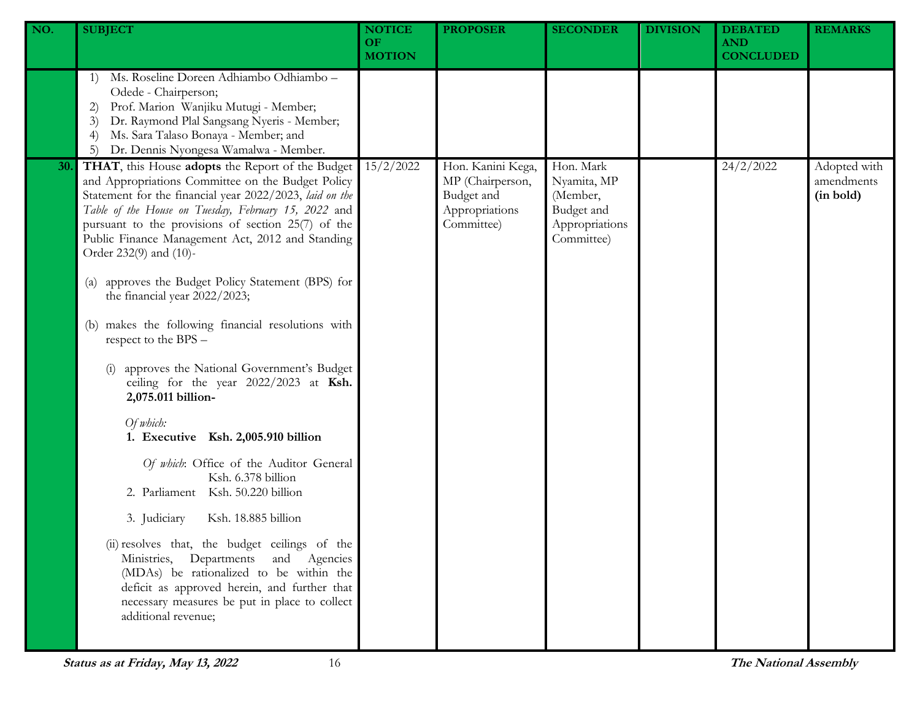| NO. | SUBJECT | NOTICE OF MOTION | PROPOSER | SECONDER | DIVISION | DEBATED AND CONCLUDED | REMARKS |
|---|---|---|---|---|---|---|---|
| | 1) Ms. Roseline Doreen Adhiambo Odhiambo – Odede - Chairperson;<br>2) Prof. Marion Wanjiku Mutugi - Member;<br>3) Dr. Raymond Plal Sangsang Nyeris - Member;<br>4) Ms. Sara Talaso Bonaya - Member; and<br>5) Dr. Dennis Nyongesa Wamalwa - Member. | | | | | | |
| 30. | **THAT**, this House **adopts** the Report of the Budget and Appropriations Committee on the Budget Policy Statement for the financial year 2022/2023, *laid on the Table of the House on Tuesday, February 15, 2022* and pursuant to the provisions of section 25(7) of the Public Finance Management Act, 2012 and Standing Order 232(9) and (10)-<br><br>(a) approves the Budget Policy Statement (BPS) for the financial year 2022/2023;<br><br>(b) makes the following financial resolutions with respect to the BPS –<br><br>(i) approves the National Government's Budget ceiling for the year 2022/2023 at **Ksh. 2,075.011 billion-**<br><br>*Of which:*<br>**1. Executive Ksh. 2,005.910 billion**<br><br>*Of which*: Office of the Auditor General Ksh. 6.378 billion<br>2. Parliament Ksh. 50.220 billion<br><br>3. Judiciary Ksh. 18.885 billion<br><br>(ii) resolves that, the budget ceilings of the Ministries, Departments and Agencies (MDAs) be rationalized to be within the deficit as approved herein, and further that necessary measures be put in place to collect additional revenue; | 15/2/2022 | Hon. Kanini Kega, MP (Chairperson, Budget and Appropriations Committee) | Hon. Mark Nyamita, MP (Member, Budget and Appropriations Committee) | | 24/2/2022 | Adopted with amendments **(in bold)** |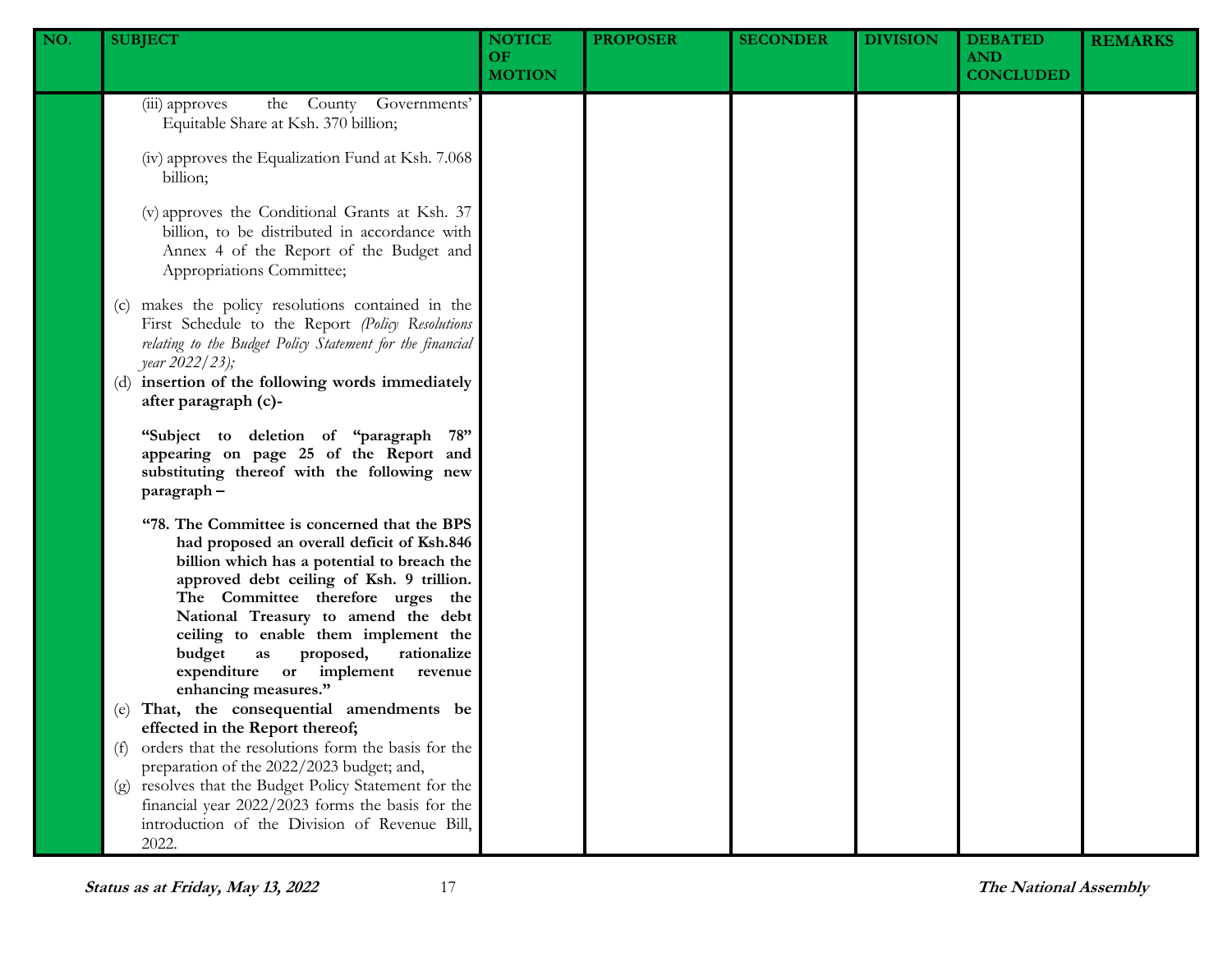| NO. | SUBJECT | NOTICE OF MOTION | PROPOSER | SECONDER | DIVISION | DEBATED AND CONCLUDED | REMARKS |
|---|---|---|---|---|---|---|---|
| | (iii) approves the County Governments' Equitable Share at Ksh. 370 billion;<br><br>(iv) approves the Equalization Fund at Ksh. 7.068 billion;<br><br>(v) approves the Conditional Grants at Ksh. 37 billion, to be distributed in accordance with Annex 4 of the Report of the Budget and Appropriations Committee;<br><br>(c) makes the policy resolutions contained in the First Schedule to the Report *(Policy Resolutions relating to the Budget Policy Statement for the financial year 2022/23);*<br>(d) **insertion of the following words immediately after paragraph (c)-**<br><br>**"Subject to deletion of "paragraph 78" appearing on page 25 of the Report and substituting thereof with the following new paragraph –**<br><br>**"78. The Committee is concerned that the BPS had proposed an overall deficit of Ksh.846 billion which has a potential to breach the approved debt ceiling of Ksh. 9 trillion. The Committee therefore urges the National Treasury to amend the debt ceiling to enable them implement the budget as proposed, rationalize expenditure or implement revenue enhancing measures."**<br>(e) **That, the consequential amendments be effected in the Report thereof;**<br>(f) orders that the resolutions form the basis for the preparation of the 2022/2023 budget; and,<br>(g) resolves that the Budget Policy Statement for the financial year 2022/2023 forms the basis for the introduction of the Division of Revenue Bill, 2022. | | | | | | |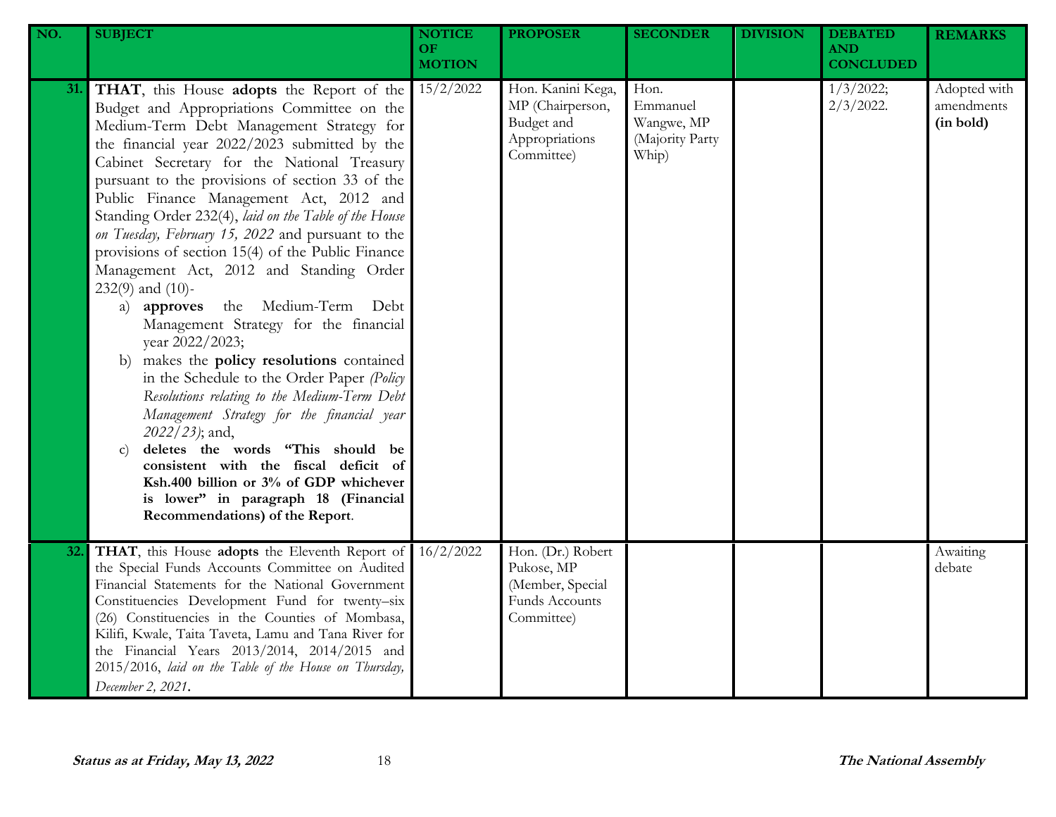| NO. | SUBJECT | NOTICE OF MOTION | PROPOSER | SECONDER | DIVISION | DEBATED AND CONCLUDED | REMARKS |
|---|---|---|---|---|---|---|---|
| 31. | **THAT**, this House **adopts** the Report of the Budget and Appropriations Committee on the Medium-Term Debt Management Strategy for the financial year 2022/2023 submitted by the Cabinet Secretary for the National Treasury pursuant to the provisions of section 33 of the Public Finance Management Act, 2012 and Standing Order 232(4), *laid on the Table of the House on Tuesday, February 15, 2022* and pursuant to the provisions of section 15(4) of the Public Finance Management Act, 2012 and Standing Order 232(9) and (10)- <br> a) **approves** the Medium-Term Debt Management Strategy for the financial year 2022/2023; <br> b) makes the **policy resolutions** contained in the Schedule to the Order Paper *(Policy Resolutions relating to the Medium-Term Debt Management Strategy for the financial year 2022/23)*; and, <br> c) **deletes the words "This should be consistent with the fiscal deficit of Ksh.400 billion or 3% of GDP whichever is lower" in paragraph 18 (Financial Recommendations) of the Report**. | 15/2/2022 | Hon. Kanini Kega, MP (Chairperson, Budget and Appropriations Committee) | Hon. Emmanuel Wangwe, MP (Majority Party Whip) | | 1/3/2022; 2/3/2022. | Adopted with amendments **(in bold)** |
| 32. | **THAT**, this House **adopts** the Eleventh Report of the Special Funds Accounts Committee on Audited Financial Statements for the National Government Constituencies Development Fund for twenty–six (26) Constituencies in the Counties of Mombasa, Kilifi, Kwale, Taita Taveta, Lamu and Tana River for the Financial Years 2013/2014, 2014/2015 and 2015/2016, *laid on the Table of the House on Thursday, December 2, 2021*. | 16/2/2022 | Hon. (Dr.) Robert Pukose, MP (Member, Special Funds Accounts Committee) | | | | Awaiting debate |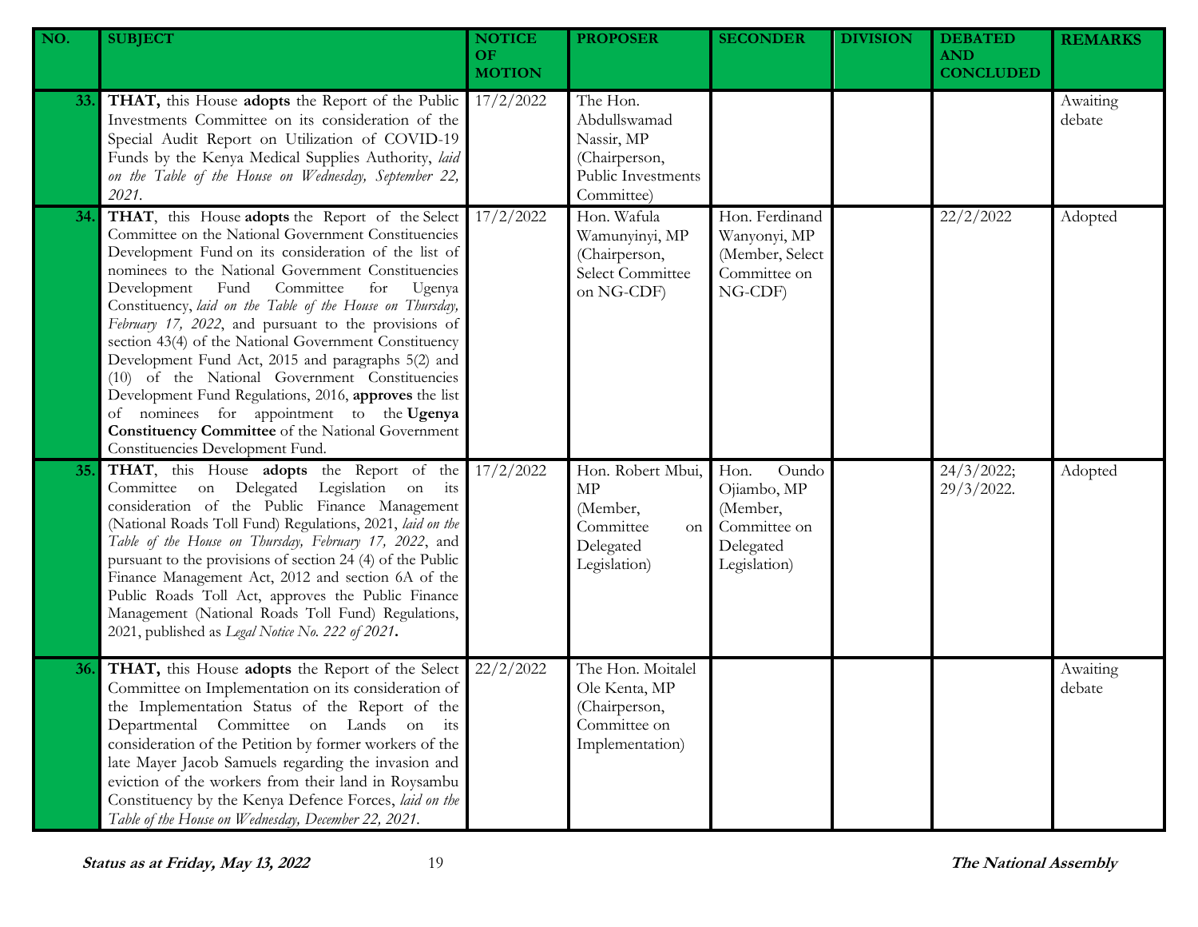| NO. | SUBJECT | NOTICE OF MOTION | PROPOSER | SECONDER | DIVISION | DEBATED AND CONCLUDED | REMARKS |
|---|---|---|---|---|---|---|---|
| 33. | **THAT,** this House **adopts** the Report of the Public Investments Committee on its consideration of the Special Audit Report on Utilization of COVID-19 Funds by the Kenya Medical Supplies Authority, *laid on the Table of the House on Wednesday, September 22, 2021*. | 17/2/2022 | The Hon. Abdullswamad Nassir, MP (Chairperson, Public Investments Committee) | | | | Awaiting debate |
| 34. | **THAT**, this House **adopts** the Report of the Select Committee on the National Government Constituencies Development Fund on its consideration of the list of nominees to the National Government Constituencies Development Fund Committee for Ugenya Constituency, *laid on the Table of the House on Thursday, February 17, 2022*, and pursuant to the provisions of section 43(4) of the National Government Constituency Development Fund Act, 2015 and paragraphs 5(2) and (10) of the National Government Constituencies Development Fund Regulations, 2016, **approves** the list of nominees for appointment to the **Ugenya Constituency Committee** of the National Government Constituencies Development Fund. | 17/2/2022 | Hon. Wafula Wamunyinyi, MP (Chairperson, Select Committee on NG-CDF) | Hon. Ferdinand Wanyonyi, MP (Member, Select Committee on NG-CDF) | | 22/2/2022 | Adopted |
| 35. | **THAT**, this House **adopts** the Report of the Committee on Delegated Legislation on its consideration of the Public Finance Management (National Roads Toll Fund) Regulations, 2021, *laid on the Table of the House on Thursday, February 17, 2022*, and pursuant to the provisions of section 24 (4) of the Public Finance Management Act, 2012 and section 6A of the Public Roads Toll Act, approves the Public Finance Management (National Roads Toll Fund) Regulations, 2021, published as *Legal Notice No. 222 of 2021*. | 17/2/2022 | Hon. Robert Mbui, MP (Member, Committee on Delegated Legislation) | Hon. Oundo Ojiambo, MP (Member, Committee on Delegated Legislation) | | 24/3/2022; 29/3/2022. | Adopted |
| 36. | **THAT,** this House **adopts** the Report of the Select Committee on Implementation on its consideration of the Implementation Status of the Report of the Departmental Committee on Lands on its consideration of the Petition by former workers of the late Mayer Jacob Samuels regarding the invasion and eviction of the workers from their land in Roysambu Constituency by the Kenya Defence Forces, *laid on the Table of the House on Wednesday, December 22, 2021*. | 22/2/2022 | The Hon. Moitalel Ole Kenta, MP (Chairperson, Committee on Implementation) | | | | Awaiting debate |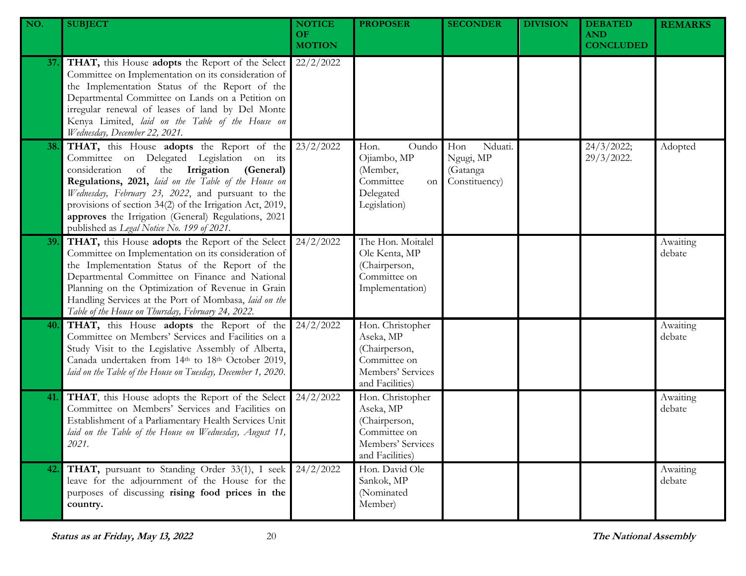| NO. | SUBJECT | NOTICE OF MOTION | PROPOSER | SECONDER | DIVISION | DEBATED AND CONCLUDED | REMARKS |
|---|---|---|---|---|---|---|---|
| 37. | **THAT,** this House **adopts** the Report of the Select Committee on Implementation on its consideration of the Implementation Status of the Report of the Departmental Committee on Lands on a Petition on irregular renewal of leases of land by Del Monte Kenya Limited, *laid on the Table of the House on Wednesday, December 22, 2021.* | 22/2/2022 | | | | | |
| 38. | **THAT,** this House **adopts** the Report of the Committee on Delegated Legislation on its consideration of the **Irrigation (General) Regulations, 2021,** *laid on the Table of the House on Wednesday, February 23, 2022*, and pursuant to the provisions of section 34(2) of the Irrigation Act, 2019, **approves** the Irrigation (General) Regulations, 2021 published as *Legal Notice No. 199 of 2021.* | 23/2/2022 | Hon. Oundo Ojiambo, MP (Member, Committee on Delegated Legislation) | Hon Nduati. Ngugi, MP (Gatanga Constituency) | | 24/3/2022; 29/3/2022. | Adopted |
| 39. | **THAT,** this House **adopts** the Report of the Select Committee on Implementation on its consideration of the Implementation Status of the Report of the Departmental Committee on Finance and National Planning on the Optimization of Revenue in Grain Handling Services at the Port of Mombasa, *laid on the Table of the House on Thursday, February 24, 2022.* | 24/2/2022 | The Hon. Moitalel Ole Kenta, MP (Chairperson, Committee on Implementation) | | | | Awaiting debate |
| 40. | **THAT,** this House **adopts** the Report of the Committee on Members' Services and Facilities on a Study Visit to the Legislative Assembly of Alberta, Canada undertaken from 14th to 18th October 2019, *laid on the Table of the House on Tuesday, December 1, 2020.* | 24/2/2022 | Hon. Christopher Aseka, MP (Chairperson, Committee on Members' Services and Facilities) | | | | Awaiting debate |
| 41. | **THAT**, this House adopts the Report of the Select Committee on Members' Services and Facilities on Establishment of a Parliamentary Health Services Unit *laid on the Table of the House on Wednesday, August 11, 2021.* | 24/2/2022 | Hon. Christopher Aseka, MP (Chairperson, Committee on Members' Services and Facilities) | | | | Awaiting debate |
| 42. | **THAT,** pursuant to Standing Order 33(1), I seek leave for the adjournment of the House for the purposes of discussing **rising food prices in the country.** | 24/2/2022 | Hon. David Ole Sankok, MP (Nominated Member) | | | | Awaiting debate |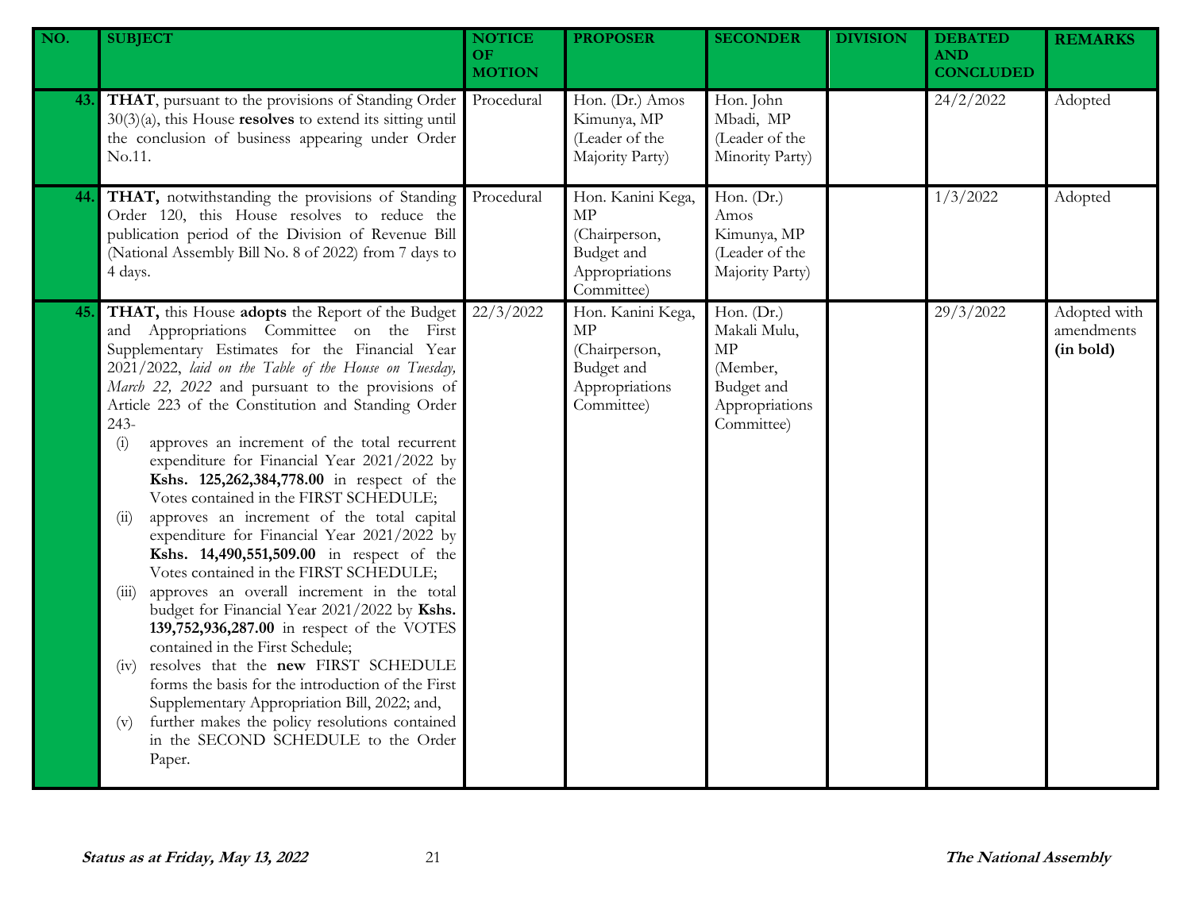| NO. | SUBJECT | NOTICE OF MOTION | PROPOSER | SECONDER | DIVISION | DEBATED AND CONCLUDED | REMARKS |
|---|---|---|---|---|---|---|---|
| 43. | **THAT**, pursuant to the provisions of Standing Order 30(3)(a), this House **resolves** to extend its sitting until the conclusion of business appearing under Order No.11. | Procedural | Hon. (Dr.) Amos Kimunya, MP (Leader of the Majority Party) | Hon. John Mbadi, MP (Leader of the Minority Party) | | 24/2/2022 | Adopted |
| 44. | **THAT,** notwithstanding the provisions of Standing Order 120, this House resolves to reduce the publication period of the Division of Revenue Bill (National Assembly Bill No. 8 of 2022) from 7 days to 4 days. | Procedural | Hon. Kanini Kega, MP (Chairperson, Budget and Appropriations Committee) | Hon. (Dr.) Amos Kimunya, MP (Leader of the Majority Party) | | 1/3/2022 | Adopted |
| 45. | **THAT,** this House **adopts** the Report of the Budget and Appropriations Committee on the First Supplementary Estimates for the Financial Year 2021/2022, *laid on the Table of the House on Tuesday, March 22, 2022* and pursuant to the provisions of Article 223 of the Constitution and Standing Order 243-<br>(i) approves an increment of the total recurrent expenditure for Financial Year 2021/2022 by **Kshs. 125,262,384,778.00** in respect of the Votes contained in the FIRST SCHEDULE;<br>(ii) approves an increment of the total capital expenditure for Financial Year 2021/2022 by **Kshs. 14,490,551,509.00** in respect of the Votes contained in the FIRST SCHEDULE;<br>(iii) approves an overall increment in the total budget for Financial Year 2021/2022 by **Kshs. 139,752,936,287.00** in respect of the VOTES contained in the First Schedule;<br>(iv) resolves that the **new** FIRST SCHEDULE forms the basis for the introduction of the First Supplementary Appropriation Bill, 2022; and,<br>(v) further makes the policy resolutions contained in the SECOND SCHEDULE to the Order Paper. | 22/3/2022 | Hon. Kanini Kega, MP (Chairperson, Budget and Appropriations Committee) | Hon. (Dr.) Makali Mulu, MP (Member, Budget and Appropriations Committee) | | 29/3/2022 | Adopted with amendments **(in bold)** |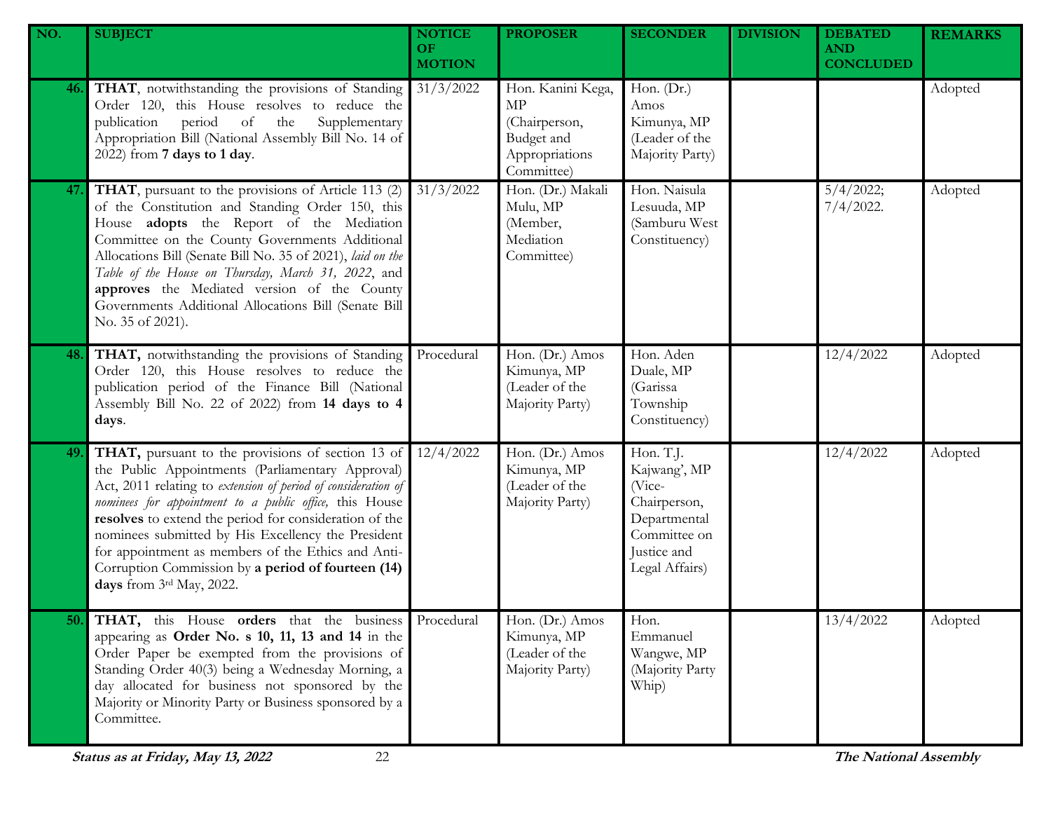| NO. | SUBJECT | NOTICE OF MOTION | PROPOSER | SECONDER | DIVISION | DEBATED AND CONCLUDED | REMARKS |
|---|---|---|---|---|---|---|---|
| 46. | **THAT**, notwithstanding the provisions of Standing Order 120, this House resolves to reduce the publication period of the Supplementary Appropriation Bill (National Assembly Bill No. 14 of 2022) from **7 days to 1 day**. | 31/3/2022 | Hon. Kanini Kega, MP (Chairperson, Budget and Appropriations Committee) | Hon. (Dr.) Amos Kimunya, MP (Leader of the Majority Party) | | | Adopted |
| 47. | **THAT**, pursuant to the provisions of Article 113 (2) of the Constitution and Standing Order 150, this House **adopts** the Report of the Mediation Committee on the County Governments Additional Allocations Bill (Senate Bill No. 35 of 2021), *laid on the Table of the House on Thursday, March 31, 2022*, and **approves** the Mediated version of the County Governments Additional Allocations Bill (Senate Bill No. 35 of 2021). | 31/3/2022 | Hon. (Dr.) Makali Mulu, MP (Member, Mediation Committee) | Hon. Naisula Lesuuda, MP (Samburu West Constituency) | | 5/4/2022; 7/4/2022. | Adopted |
| 48. | **THAT,** notwithstanding the provisions of Standing Order 120, this House resolves to reduce the publication period of the Finance Bill (National Assembly Bill No. 22 of 2022) from **14 days to 4 days**. | Procedural | Hon. (Dr.) Amos Kimunya, MP (Leader of the Majority Party) | Hon. Aden Duale, MP (Garissa Township Constituency) | | 12/4/2022 | Adopted |
| 49. | **THAT,** pursuant to the provisions of section 13 of the Public Appointments (Parliamentary Approval) Act, 2011 relating to *extension of period of consideration of nominees for appointment to a public office,* this House **resolves** to extend the period for consideration of the nominees submitted by His Excellency the President for appointment as members of the Ethics and Anti-Corruption Commission by **a period of fourteen (14) days** from 3rd May, 2022. | 12/4/2022 | Hon. (Dr.) Amos Kimunya, MP (Leader of the Majority Party) | Hon. T.J. Kajwang', MP (Vice-Chairperson, Departmental Committee on Justice and Legal Affairs) | | 12/4/2022 | Adopted |
| 50. | **THAT,** this House **orders** that the business appearing as **Order No. s 10, 11, 13 and 14** in the Order Paper be exempted from the provisions of Standing Order 40(3) being a Wednesday Morning, a day allocated for business not sponsored by the Majority or Minority Party or Business sponsored by a Committee. | Procedural | Hon. (Dr.) Amos Kimunya, MP (Leader of the Majority Party) | Hon. Emmanuel Wangwe, MP (Majority Party Whip) | | 13/4/2022 | Adopted |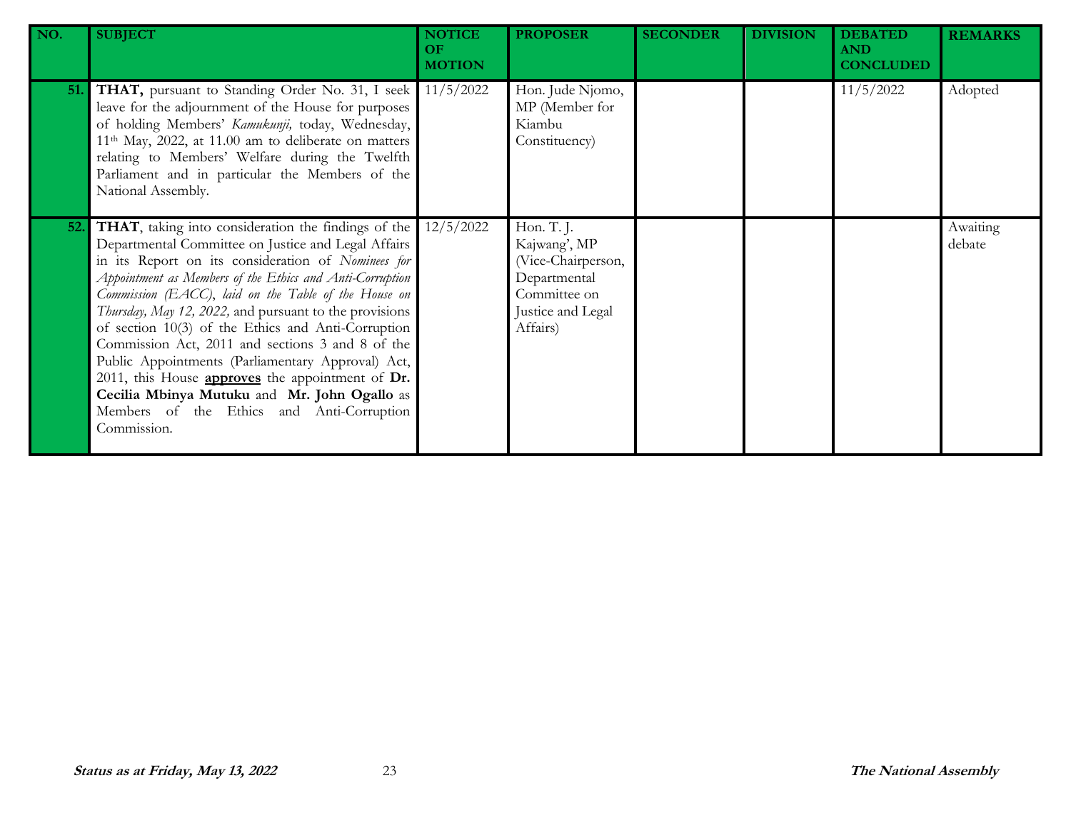| NO. | SUBJECT | NOTICE OF MOTION | PROPOSER | SECONDER | DIVISION | DEBATED AND CONCLUDED | REMARKS |
|---|---|---|---|---|---|---|---|
| 51. | **THAT,** pursuant to Standing Order No. 31, I seek leave for the adjournment of the House for purposes of holding Members' *Kamukunji,* today, Wednesday, 11th May, 2022, at 11.00 am to deliberate on matters relating to Members' Welfare during the Twelfth Parliament and in particular the Members of the National Assembly. | 11/5/2022 | Hon. Jude Njomo, MP (Member for Kiambu Constituency) | | | 11/5/2022 | Adopted |
| 52. | **THAT**, taking into consideration the findings of the Departmental Committee on Justice and Legal Affairs in its Report on its consideration of *Nominees for Appointment as Members of the Ethics and Anti-Corruption Commission (EACC), laid on the Table of the House on Thursday, May 12, 2022,* and pursuant to the provisions of section 10(3) of the Ethics and Anti-Corruption Commission Act, 2011 and sections 3 and 8 of the Public Appointments (Parliamentary Approval) Act, 2011, this House **approves** the appointment of **Dr. Cecilia Mbinya Mutuku** and **Mr. John Ogallo** as Members of the Ethics and Anti-Corruption Commission. | 12/5/2022 | Hon. T. J. Kajwang', MP (Vice-Chairperson, Departmental Committee on Justice and Legal Affairs) | | | | Awaiting debate |